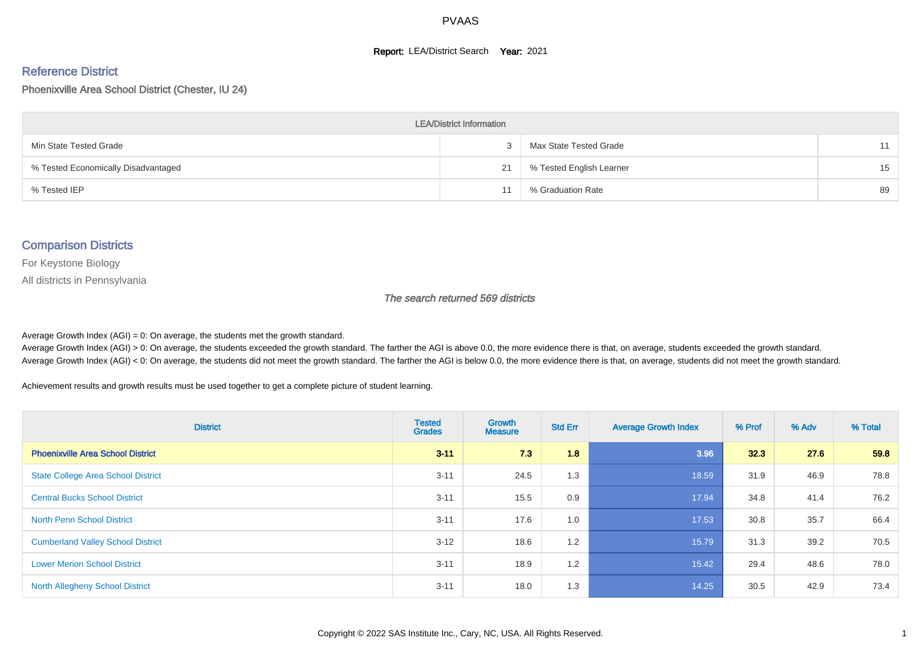# PVAAS

**Report:** LEA/District Search **Year:** 2021

## Reference District

Phoenixville Area School District (Chester, IU 24)

| LEA/District Information | | | |
|---|---|---|---|
| Min State Tested Grade | 3 | Max State Tested Grade | 11 |
| % Tested Economically Disadvantaged | 21 | % Tested English Learner | 15 |
| % Tested IEP | 11 | % Graduation Rate | 89 |

## Comparison Districts

For Keystone Biology

All districts in Pennsylvania

*The search returned 569 districts*

Average Growth Index (AGI) = 0: On average, the students met the growth standard.

Average Growth Index (AGI) > 0: On average, the students exceeded the growth standard. The farther the AGI is above 0.0, the more evidence there is that, on average, students exceeded the growth standard.

Average Growth Index (AGI) < 0: On average, the students did not meet the growth standard. The farther the AGI is below 0.0, the more evidence there is that, on average, students did not meet the growth standard.

Achievement results and growth results must be used together to get a complete picture of student learning.

| District | Tested Grades | Growth Measure | Std Err | Average Growth Index | % Prof | % Adv | % Total |
|---|---|---|---|---|---|---|---|
| **Phoenixville Area School District** | **3-11** | **7.3** | **1.8** | **3.96** | **32.3** | **27.6** | **59.8** |
| State College Area School District | 3-11 | 24.5 | 1.3 | 18.59 | 31.9 | 46.9 | 78.8 |
| Central Bucks School District | 3-11 | 15.5 | 0.9 | 17.94 | 34.8 | 41.4 | 76.2 |
| North Penn School District | 3-11 | 17.6 | 1.0 | 17.53 | 30.8 | 35.7 | 66.4 |
| Cumberland Valley School District | 3-12 | 18.6 | 1.2 | 15.79 | 31.3 | 39.2 | 70.5 |
| Lower Merion School District | 3-11 | 18.9 | 1.2 | 15.42 | 29.4 | 48.6 | 78.0 |
| North Allegheny School District | 3-11 | 18.0 | 1.3 | 14.25 | 30.5 | 42.9 | 73.4 |

Copyright © 2022 SAS Institute Inc., Cary, NC, USA. All Rights Reserved.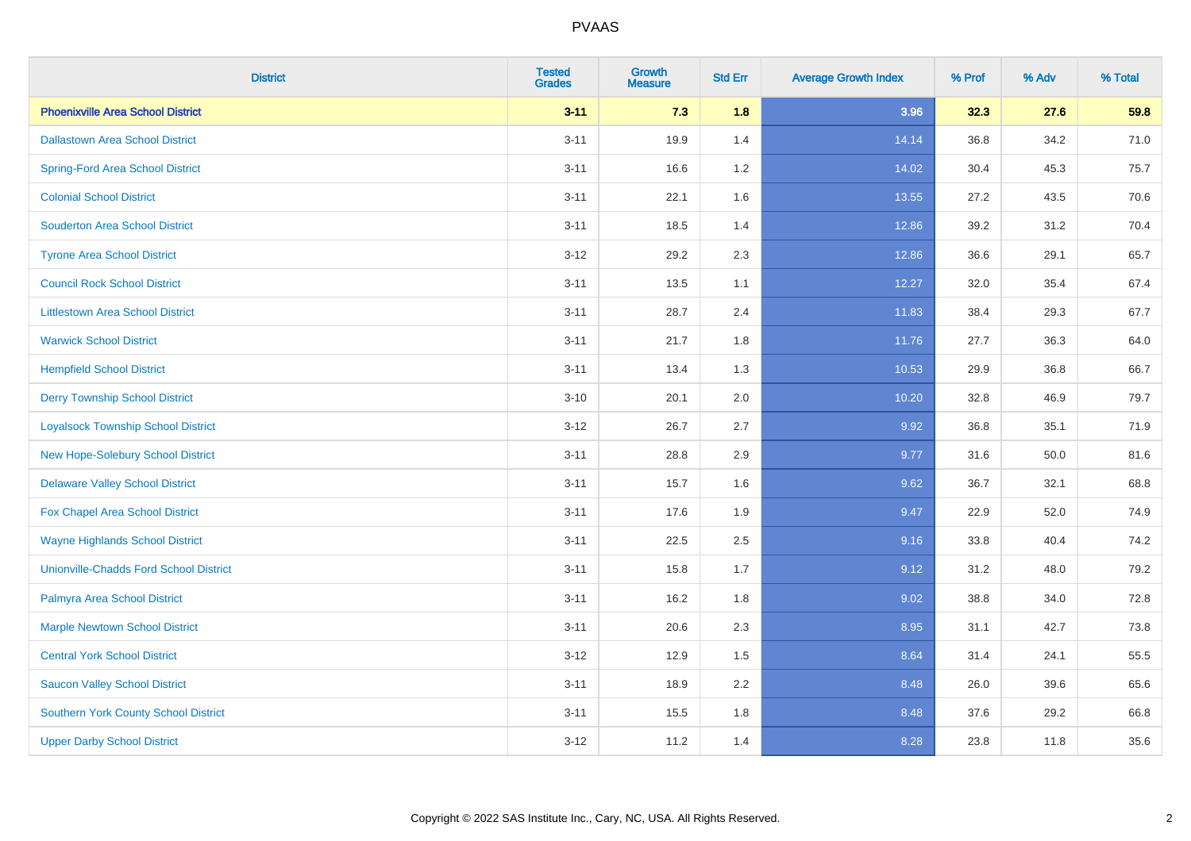PVAAS

| District | Tested Grades | Growth Measure | Std Err | Average Growth Index | % Prof | % Adv | % Total |
|---|---|---|---|---|---|---|---|
| **Phoenixville Area School District** | **3-11** | **7.3** | **1.8** | **3.96** | **32.3** | **27.6** | **59.8** |
| Dallastown Area School District | 3-11 | 19.9 | 1.4 | 14.14 | 36.8 | 34.2 | 71.0 |
| Spring-Ford Area School District | 3-11 | 16.6 | 1.2 | 14.02 | 30.4 | 45.3 | 75.7 |
| Colonial School District | 3-11 | 22.1 | 1.6 | 13.55 | 27.2 | 43.5 | 70.6 |
| Souderton Area School District | 3-11 | 18.5 | 1.4 | 12.86 | 39.2 | 31.2 | 70.4 |
| Tyrone Area School District | 3-12 | 29.2 | 2.3 | 12.86 | 36.6 | 29.1 | 65.7 |
| Council Rock School District | 3-11 | 13.5 | 1.1 | 12.27 | 32.0 | 35.4 | 67.4 |
| Littlestown Area School District | 3-11 | 28.7 | 2.4 | 11.83 | 38.4 | 29.3 | 67.7 |
| Warwick School District | 3-11 | 21.7 | 1.8 | 11.76 | 27.7 | 36.3 | 64.0 |
| Hempfield School District | 3-11 | 13.4 | 1.3 | 10.53 | 29.9 | 36.8 | 66.7 |
| Derry Township School District | 3-10 | 20.1 | 2.0 | 10.20 | 32.8 | 46.9 | 79.7 |
| Loyalsock Township School District | 3-12 | 26.7 | 2.7 | 9.92 | 36.8 | 35.1 | 71.9 |
| New Hope-Solebury School District | 3-11 | 28.8 | 2.9 | 9.77 | 31.6 | 50.0 | 81.6 |
| Delaware Valley School District | 3-11 | 15.7 | 1.6 | 9.62 | 36.7 | 32.1 | 68.8 |
| Fox Chapel Area School District | 3-11 | 17.6 | 1.9 | 9.47 | 22.9 | 52.0 | 74.9 |
| Wayne Highlands School District | 3-11 | 22.5 | 2.5 | 9.16 | 33.8 | 40.4 | 74.2 |
| Unionville-Chadds Ford School District | 3-11 | 15.8 | 1.7 | 9.12 | 31.2 | 48.0 | 79.2 |
| Palmyra Area School District | 3-11 | 16.2 | 1.8 | 9.02 | 38.8 | 34.0 | 72.8 |
| Marple Newtown School District | 3-11 | 20.6 | 2.3 | 8.95 | 31.1 | 42.7 | 73.8 |
| Central York School District | 3-12 | 12.9 | 1.5 | 8.64 | 31.4 | 24.1 | 55.5 |
| Saucon Valley School District | 3-11 | 18.9 | 2.2 | 8.48 | 26.0 | 39.6 | 65.6 |
| Southern York County School District | 3-11 | 15.5 | 1.8 | 8.48 | 37.6 | 29.2 | 66.8 |
| Upper Darby School District | 3-12 | 11.2 | 1.4 | 8.28 | 23.8 | 11.8 | 35.6 |

Copyright © 2022 SAS Institute Inc., Cary, NC, USA. All Rights Reserved.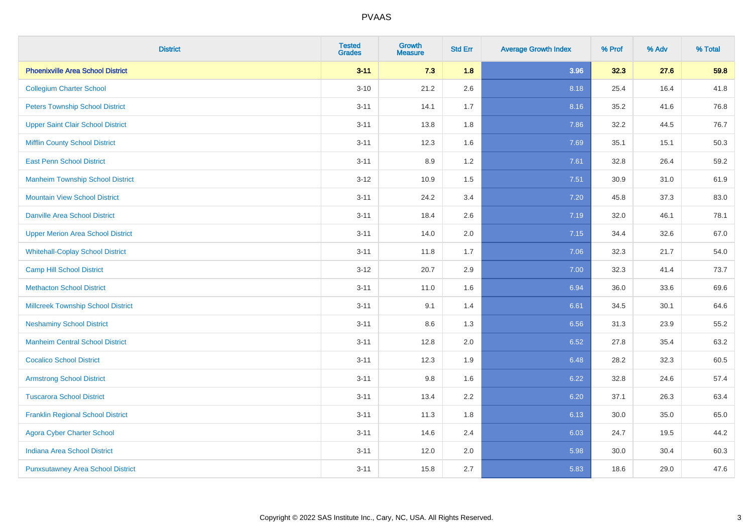| District | Tested Grades | Growth Measure | Std Err | Average Growth Index | % Prof | % Adv | % Total |
|---|---|---|---|---|---|---|---|
| **Phoenixville Area School District** | **3-11** | **7.3** | **1.8** | **3.96** | **32.3** | **27.6** | **59.8** |
| Collegium Charter School | 3-10 | 21.2 | 2.6 | 8.18 | 25.4 | 16.4 | 41.8 |
| Peters Township School District | 3-11 | 14.1 | 1.7 | 8.16 | 35.2 | 41.6 | 76.8 |
| Upper Saint Clair School District | 3-11 | 13.8 | 1.8 | 7.86 | 32.2 | 44.5 | 76.7 |
| Mifflin County School District | 3-11 | 12.3 | 1.6 | 7.69 | 35.1 | 15.1 | 50.3 |
| East Penn School District | 3-11 | 8.9 | 1.2 | 7.61 | 32.8 | 26.4 | 59.2 |
| Manheim Township School District | 3-12 | 10.9 | 1.5 | 7.51 | 30.9 | 31.0 | 61.9 |
| Mountain View School District | 3-11 | 24.2 | 3.4 | 7.20 | 45.8 | 37.3 | 83.0 |
| Danville Area School District | 3-11 | 18.4 | 2.6 | 7.19 | 32.0 | 46.1 | 78.1 |
| Upper Merion Area School District | 3-11 | 14.0 | 2.0 | 7.15 | 34.4 | 32.6 | 67.0 |
| Whitehall-Coplay School District | 3-11 | 11.8 | 1.7 | 7.06 | 32.3 | 21.7 | 54.0 |
| Camp Hill School District | 3-12 | 20.7 | 2.9 | 7.00 | 32.3 | 41.4 | 73.7 |
| Methacton School District | 3-11 | 11.0 | 1.6 | 6.94 | 36.0 | 33.6 | 69.6 |
| Millcreek Township School District | 3-11 | 9.1 | 1.4 | 6.61 | 34.5 | 30.1 | 64.6 |
| Neshaminy School District | 3-11 | 8.6 | 1.3 | 6.56 | 31.3 | 23.9 | 55.2 |
| Manheim Central School District | 3-11 | 12.8 | 2.0 | 6.52 | 27.8 | 35.4 | 63.2 |
| Cocalico School District | 3-11 | 12.3 | 1.9 | 6.48 | 28.2 | 32.3 | 60.5 |
| Armstrong School District | 3-11 | 9.8 | 1.6 | 6.22 | 32.8 | 24.6 | 57.4 |
| Tuscarora School District | 3-11 | 13.4 | 2.2 | 6.20 | 37.1 | 26.3 | 63.4 |
| Franklin Regional School District | 3-11 | 11.3 | 1.8 | 6.13 | 30.0 | 35.0 | 65.0 |
| Agora Cyber Charter School | 3-11 | 14.6 | 2.4 | 6.03 | 24.7 | 19.5 | 44.2 |
| Indiana Area School District | 3-11 | 12.0 | 2.0 | 5.98 | 30.0 | 30.4 | 60.3 |
| Punxsutawney Area School District | 3-11 | 15.8 | 2.7 | 5.83 | 18.6 | 29.0 | 47.6 |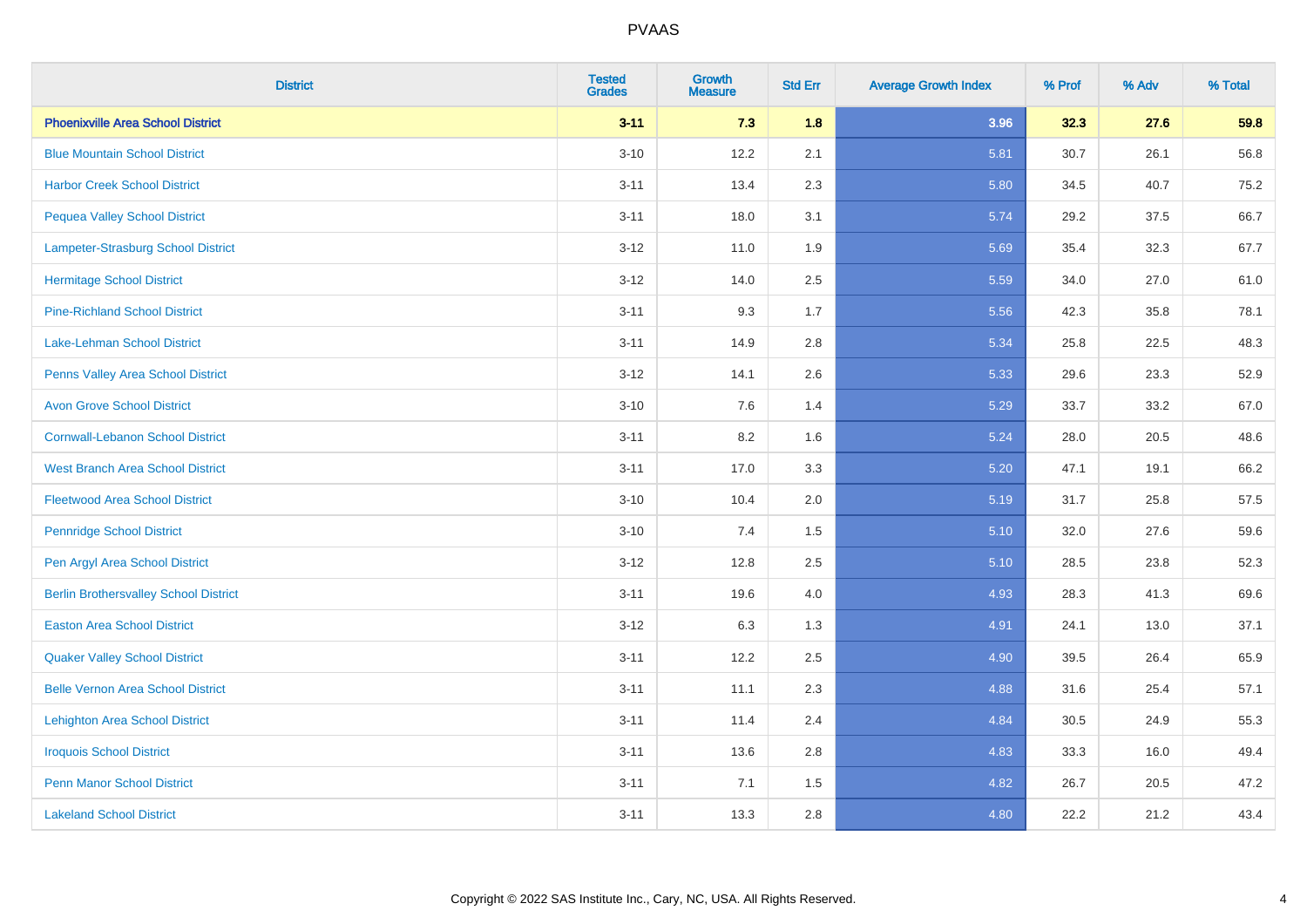# PVAAS

| District | Tested Grades | Growth Measure | Std Err | Average Growth Index | % Prof | % Adv | % Total |
|---|---|---|---|---|---|---|---|
| **Phoenixville Area School District** | **3-11** | **7.3** | **1.8** | **3.96** | **32.3** | **27.6** | **59.8** |
| Blue Mountain School District | 3-10 | 12.2 | 2.1 | 5.81 | 30.7 | 26.1 | 56.8 |
| Harbor Creek School District | 3-11 | 13.4 | 2.3 | 5.80 | 34.5 | 40.7 | 75.2 |
| Pequea Valley School District | 3-11 | 18.0 | 3.1 | 5.74 | 29.2 | 37.5 | 66.7 |
| Lampeter-Strasburg School District | 3-12 | 11.0 | 1.9 | 5.69 | 35.4 | 32.3 | 67.7 |
| Hermitage School District | 3-12 | 14.0 | 2.5 | 5.59 | 34.0 | 27.0 | 61.0 |
| Pine-Richland School District | 3-11 | 9.3 | 1.7 | 5.56 | 42.3 | 35.8 | 78.1 |
| Lake-Lehman School District | 3-11 | 14.9 | 2.8 | 5.34 | 25.8 | 22.5 | 48.3 |
| Penns Valley Area School District | 3-12 | 14.1 | 2.6 | 5.33 | 29.6 | 23.3 | 52.9 |
| Avon Grove School District | 3-10 | 7.6 | 1.4 | 5.29 | 33.7 | 33.2 | 67.0 |
| Cornwall-Lebanon School District | 3-11 | 8.2 | 1.6 | 5.24 | 28.0 | 20.5 | 48.6 |
| West Branch Area School District | 3-11 | 17.0 | 3.3 | 5.20 | 47.1 | 19.1 | 66.2 |
| Fleetwood Area School District | 3-10 | 10.4 | 2.0 | 5.19 | 31.7 | 25.8 | 57.5 |
| Pennridge School District | 3-10 | 7.4 | 1.5 | 5.10 | 32.0 | 27.6 | 59.6 |
| Pen Argyl Area School District | 3-12 | 12.8 | 2.5 | 5.10 | 28.5 | 23.8 | 52.3 |
| Berlin Brothersvalley School District | 3-11 | 19.6 | 4.0 | 4.93 | 28.3 | 41.3 | 69.6 |
| Easton Area School District | 3-12 | 6.3 | 1.3 | 4.91 | 24.1 | 13.0 | 37.1 |
| Quaker Valley School District | 3-11 | 12.2 | 2.5 | 4.90 | 39.5 | 26.4 | 65.9 |
| Belle Vernon Area School District | 3-11 | 11.1 | 2.3 | 4.88 | 31.6 | 25.4 | 57.1 |
| Lehighton Area School District | 3-11 | 11.4 | 2.4 | 4.84 | 30.5 | 24.9 | 55.3 |
| Iroquois School District | 3-11 | 13.6 | 2.8 | 4.83 | 33.3 | 16.0 | 49.4 |
| Penn Manor School District | 3-11 | 7.1 | 1.5 | 4.82 | 26.7 | 20.5 | 47.2 |
| Lakeland School District | 3-11 | 13.3 | 2.8 | 4.80 | 22.2 | 21.2 | 43.4 |

Copyright © 2022 SAS Institute Inc., Cary, NC, USA. All Rights Reserved.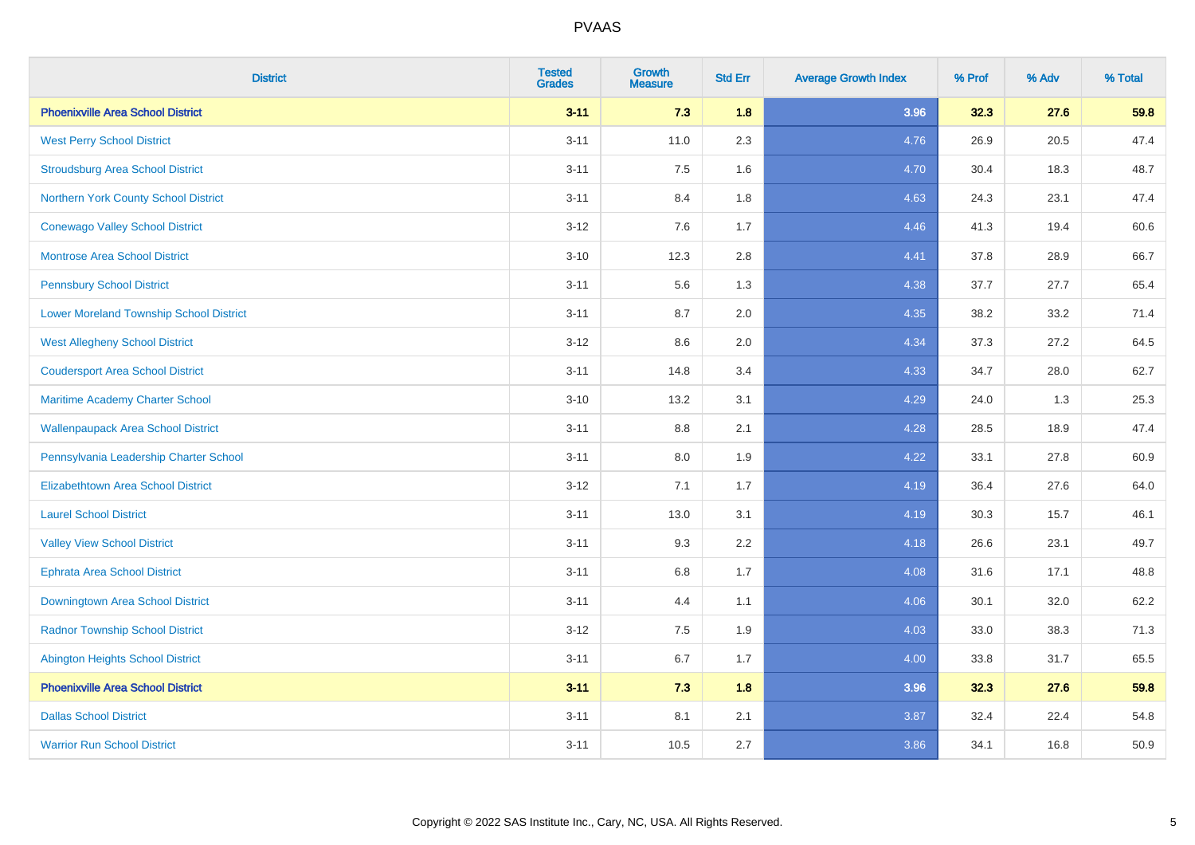# PVAAS

| District | Tested Grades | Growth Measure | Std Err | Average Growth Index | % Prof | % Adv | % Total |
|---|---|---|---|---|---|---|---|
| **Phoenixville Area School District** | **3-11** | **7.3** | **1.8** | **3.96** | **32.3** | **27.6** | **59.8** |
| West Perry School District | 3-11 | 11.0 | 2.3 | 4.76 | 26.9 | 20.5 | 47.4 |
| Stroudsburg Area School District | 3-11 | 7.5 | 1.6 | 4.70 | 30.4 | 18.3 | 48.7 |
| Northern York County School District | 3-11 | 8.4 | 1.8 | 4.63 | 24.3 | 23.1 | 47.4 |
| Conewago Valley School District | 3-12 | 7.6 | 1.7 | 4.46 | 41.3 | 19.4 | 60.6 |
| Montrose Area School District | 3-10 | 12.3 | 2.8 | 4.41 | 37.8 | 28.9 | 66.7 |
| Pennsbury School District | 3-11 | 5.6 | 1.3 | 4.38 | 37.7 | 27.7 | 65.4 |
| Lower Moreland Township School District | 3-11 | 8.7 | 2.0 | 4.35 | 38.2 | 33.2 | 71.4 |
| West Allegheny School District | 3-12 | 8.6 | 2.0 | 4.34 | 37.3 | 27.2 | 64.5 |
| Coudersport Area School District | 3-11 | 14.8 | 3.4 | 4.33 | 34.7 | 28.0 | 62.7 |
| Maritime Academy Charter School | 3-10 | 13.2 | 3.1 | 4.29 | 24.0 | 1.3 | 25.3 |
| Wallenpaupack Area School District | 3-11 | 8.8 | 2.1 | 4.28 | 28.5 | 18.9 | 47.4 |
| Pennsylvania Leadership Charter School | 3-11 | 8.0 | 1.9 | 4.22 | 33.1 | 27.8 | 60.9 |
| Elizabethtown Area School District | 3-12 | 7.1 | 1.7 | 4.19 | 36.4 | 27.6 | 64.0 |
| Laurel School District | 3-11 | 13.0 | 3.1 | 4.19 | 30.3 | 15.7 | 46.1 |
| Valley View School District | 3-11 | 9.3 | 2.2 | 4.18 | 26.6 | 23.1 | 49.7 |
| Ephrata Area School District | 3-11 | 6.8 | 1.7 | 4.08 | 31.6 | 17.1 | 48.8 |
| Downingtown Area School District | 3-11 | 4.4 | 1.1 | 4.06 | 30.1 | 32.0 | 62.2 |
| Radnor Township School District | 3-12 | 7.5 | 1.9 | 4.03 | 33.0 | 38.3 | 71.3 |
| Abington Heights School District | 3-11 | 6.7 | 1.7 | 4.00 | 33.8 | 31.7 | 65.5 |
| **Phoenixville Area School District** | **3-11** | **7.3** | **1.8** | **3.96** | **32.3** | **27.6** | **59.8** |
| Dallas School District | 3-11 | 8.1 | 2.1 | 3.87 | 32.4 | 22.4 | 54.8 |
| Warrior Run School District | 3-11 | 10.5 | 2.7 | 3.86 | 34.1 | 16.8 | 50.9 |

Copyright © 2022 SAS Institute Inc., Cary, NC, USA. All Rights Reserved.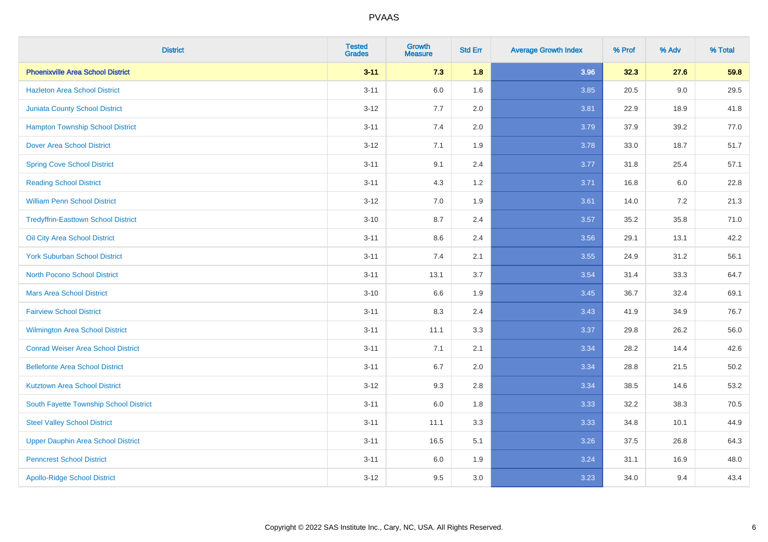# PVAAS

| District | Tested Grades | Growth Measure | Std Err | Average Growth Index | % Prof | % Adv | % Total |
|---|---|---|---|---|---|---|---|
| **Phoenixville Area School District** | **3-11** | **7.3** | **1.8** | **3.96** | **32.3** | **27.6** | **59.8** |
| Hazleton Area School District | 3-11 | 6.0 | 1.6 | 3.85 | 20.5 | 9.0 | 29.5 |
| Juniata County School District | 3-12 | 7.7 | 2.0 | 3.81 | 22.9 | 18.9 | 41.8 |
| Hampton Township School District | 3-11 | 7.4 | 2.0 | 3.79 | 37.9 | 39.2 | 77.0 |
| Dover Area School District | 3-12 | 7.1 | 1.9 | 3.78 | 33.0 | 18.7 | 51.7 |
| Spring Cove School District | 3-11 | 9.1 | 2.4 | 3.77 | 31.8 | 25.4 | 57.1 |
| Reading School District | 3-11 | 4.3 | 1.2 | 3.71 | 16.8 | 6.0 | 22.8 |
| William Penn School District | 3-12 | 7.0 | 1.9 | 3.61 | 14.0 | 7.2 | 21.3 |
| Tredyffrin-Easttown School District | 3-10 | 8.7 | 2.4 | 3.57 | 35.2 | 35.8 | 71.0 |
| Oil City Area School District | 3-11 | 8.6 | 2.4 | 3.56 | 29.1 | 13.1 | 42.2 |
| York Suburban School District | 3-11 | 7.4 | 2.1 | 3.55 | 24.9 | 31.2 | 56.1 |
| North Pocono School District | 3-11 | 13.1 | 3.7 | 3.54 | 31.4 | 33.3 | 64.7 |
| Mars Area School District | 3-10 | 6.6 | 1.9 | 3.45 | 36.7 | 32.4 | 69.1 |
| Fairview School District | 3-11 | 8.3 | 2.4 | 3.43 | 41.9 | 34.9 | 76.7 |
| Wilmington Area School District | 3-11 | 11.1 | 3.3 | 3.37 | 29.8 | 26.2 | 56.0 |
| Conrad Weiser Area School District | 3-11 | 7.1 | 2.1 | 3.34 | 28.2 | 14.4 | 42.6 |
| Bellefonte Area School District | 3-11 | 6.7 | 2.0 | 3.34 | 28.8 | 21.5 | 50.2 |
| Kutztown Area School District | 3-12 | 9.3 | 2.8 | 3.34 | 38.5 | 14.6 | 53.2 |
| South Fayette Township School District | 3-11 | 6.0 | 1.8 | 3.33 | 32.2 | 38.3 | 70.5 |
| Steel Valley School District | 3-11 | 11.1 | 3.3 | 3.33 | 34.8 | 10.1 | 44.9 |
| Upper Dauphin Area School District | 3-11 | 16.5 | 5.1 | 3.26 | 37.5 | 26.8 | 64.3 |
| Penncrest School District | 3-11 | 6.0 | 1.9 | 3.24 | 31.1 | 16.9 | 48.0 |
| Apollo-Ridge School District | 3-12 | 9.5 | 3.0 | 3.23 | 34.0 | 9.4 | 43.4 |

Copyright © 2022 SAS Institute Inc., Cary, NC, USA. All Rights Reserved.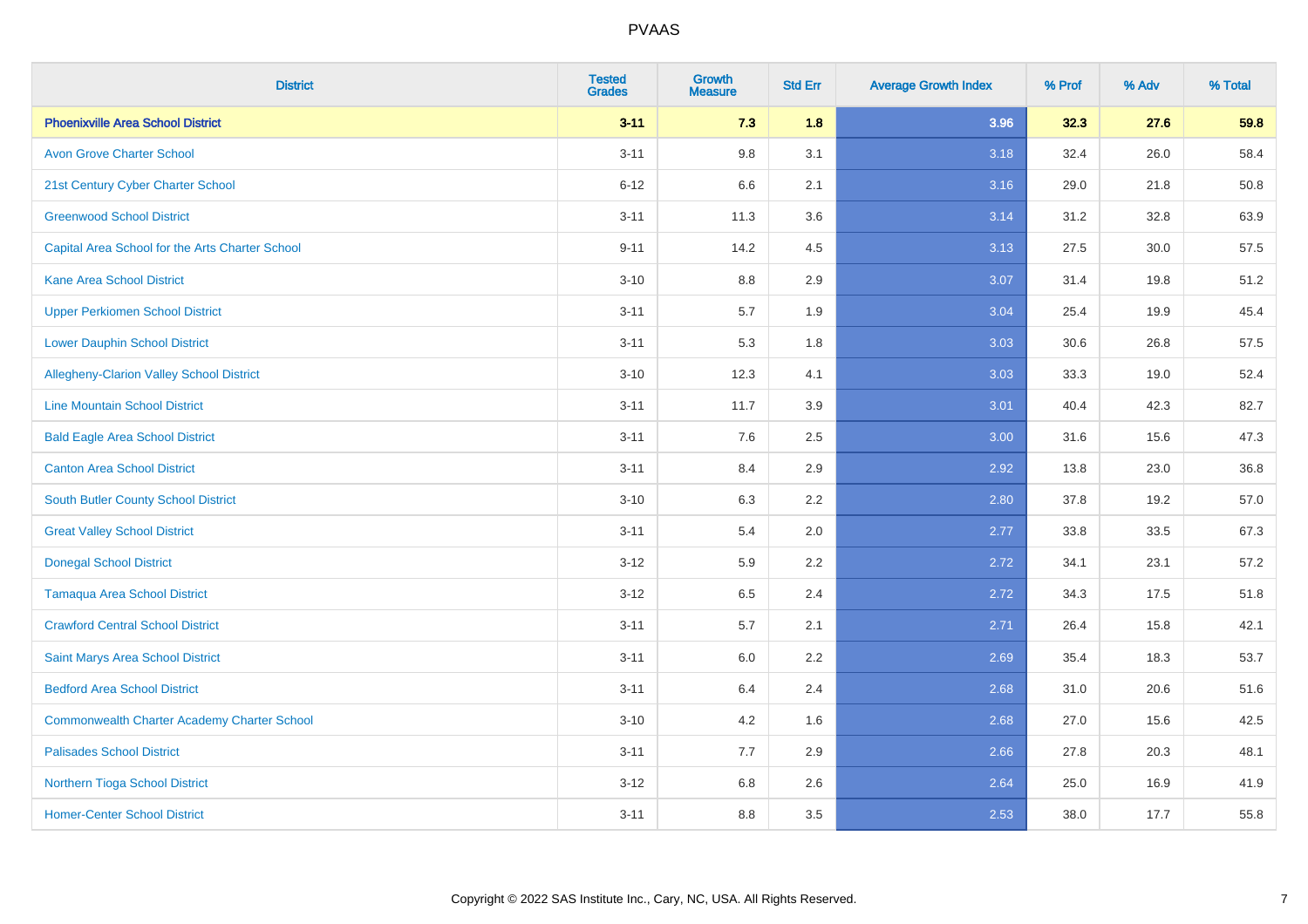# PVAAS

| District | Tested Grades | Growth Measure | Std Err | Average Growth Index | % Prof | % Adv | % Total |
|---|---|---|---|---|---|---|---|
| **Phoenixville Area School District** | **3-11** | **7.3** | **1.8** | **3.96** | **32.3** | **27.6** | **59.8** |
| Avon Grove Charter School | 3-11 | 9.8 | 3.1 | 3.18 | 32.4 | 26.0 | 58.4 |
| 21st Century Cyber Charter School | 6-12 | 6.6 | 2.1 | 3.16 | 29.0 | 21.8 | 50.8 |
| Greenwood School District | 3-11 | 11.3 | 3.6 | 3.14 | 31.2 | 32.8 | 63.9 |
| Capital Area School for the Arts Charter School | 9-11 | 14.2 | 4.5 | 3.13 | 27.5 | 30.0 | 57.5 |
| Kane Area School District | 3-10 | 8.8 | 2.9 | 3.07 | 31.4 | 19.8 | 51.2 |
| Upper Perkiomen School District | 3-11 | 5.7 | 1.9 | 3.04 | 25.4 | 19.9 | 45.4 |
| Lower Dauphin School District | 3-11 | 5.3 | 1.8 | 3.03 | 30.6 | 26.8 | 57.5 |
| Allegheny-Clarion Valley School District | 3-10 | 12.3 | 4.1 | 3.03 | 33.3 | 19.0 | 52.4 |
| Line Mountain School District | 3-11 | 11.7 | 3.9 | 3.01 | 40.4 | 42.3 | 82.7 |
| Bald Eagle Area School District | 3-11 | 7.6 | 2.5 | 3.00 | 31.6 | 15.6 | 47.3 |
| Canton Area School District | 3-11 | 8.4 | 2.9 | 2.92 | 13.8 | 23.0 | 36.8 |
| South Butler County School District | 3-10 | 6.3 | 2.2 | 2.80 | 37.8 | 19.2 | 57.0 |
| Great Valley School District | 3-11 | 5.4 | 2.0 | 2.77 | 33.8 | 33.5 | 67.3 |
| Donegal School District | 3-12 | 5.9 | 2.2 | 2.72 | 34.1 | 23.1 | 57.2 |
| Tamaqua Area School District | 3-12 | 6.5 | 2.4 | 2.72 | 34.3 | 17.5 | 51.8 |
| Crawford Central School District | 3-11 | 5.7 | 2.1 | 2.71 | 26.4 | 15.8 | 42.1 |
| Saint Marys Area School District | 3-11 | 6.0 | 2.2 | 2.69 | 35.4 | 18.3 | 53.7 |
| Bedford Area School District | 3-11 | 6.4 | 2.4 | 2.68 | 31.0 | 20.6 | 51.6 |
| Commonwealth Charter Academy Charter School | 3-10 | 4.2 | 1.6 | 2.68 | 27.0 | 15.6 | 42.5 |
| Palisades School District | 3-11 | 7.7 | 2.9 | 2.66 | 27.8 | 20.3 | 48.1 |
| Northern Tioga School District | 3-12 | 6.8 | 2.6 | 2.64 | 25.0 | 16.9 | 41.9 |
| Homer-Center School District | 3-11 | 8.8 | 3.5 | 2.53 | 38.0 | 17.7 | 55.8 |

Copyright © 2022 SAS Institute Inc., Cary, NC, USA. All Rights Reserved.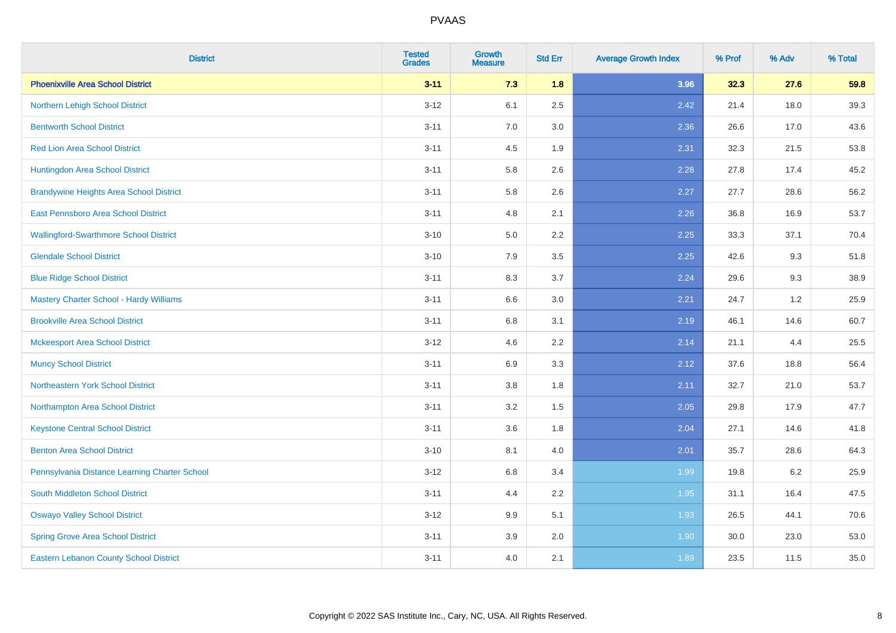| District | Tested Grades | Growth Measure | Std Err | Average Growth Index | % Prof | % Adv | % Total |
|---|---|---|---|---|---|---|---|
| **Phoenixville Area School District** | **3-11** | **7.3** | **1.8** | **3.96** | **32.3** | **27.6** | **59.8** |
| Northern Lehigh School District | 3-12 | 6.1 | 2.5 | 2.42 | 21.4 | 18.0 | 39.3 |
| Bentworth School District | 3-11 | 7.0 | 3.0 | 2.36 | 26.6 | 17.0 | 43.6 |
| Red Lion Area School District | 3-11 | 4.5 | 1.9 | 2.31 | 32.3 | 21.5 | 53.8 |
| Huntingdon Area School District | 3-11 | 5.8 | 2.6 | 2.28 | 27.8 | 17.4 | 45.2 |
| Brandywine Heights Area School District | 3-11 | 5.8 | 2.6 | 2.27 | 27.7 | 28.6 | 56.2 |
| East Pennsboro Area School District | 3-11 | 4.8 | 2.1 | 2.26 | 36.8 | 16.9 | 53.7 |
| Wallingford-Swarthmore School District | 3-10 | 5.0 | 2.2 | 2.25 | 33.3 | 37.1 | 70.4 |
| Glendale School District | 3-10 | 7.9 | 3.5 | 2.25 | 42.6 | 9.3 | 51.8 |
| Blue Ridge School District | 3-11 | 8.3 | 3.7 | 2.24 | 29.6 | 9.3 | 38.9 |
| Mastery Charter School - Hardy Williams | 3-11 | 6.6 | 3.0 | 2.21 | 24.7 | 1.2 | 25.9 |
| Brookville Area School District | 3-11 | 6.8 | 3.1 | 2.19 | 46.1 | 14.6 | 60.7 |
| Mckeesport Area School District | 3-12 | 4.6 | 2.2 | 2.14 | 21.1 | 4.4 | 25.5 |
| Muncy School District | 3-11 | 6.9 | 3.3 | 2.12 | 37.6 | 18.8 | 56.4 |
| Northeastern York School District | 3-11 | 3.8 | 1.8 | 2.11 | 32.7 | 21.0 | 53.7 |
| Northampton Area School District | 3-11 | 3.2 | 1.5 | 2.05 | 29.8 | 17.9 | 47.7 |
| Keystone Central School District | 3-11 | 3.6 | 1.8 | 2.04 | 27.1 | 14.6 | 41.8 |
| Benton Area School District | 3-10 | 8.1 | 4.0 | 2.01 | 35.7 | 28.6 | 64.3 |
| Pennsylvania Distance Learning Charter School | 3-12 | 6.8 | 3.4 | 1.99 | 19.8 | 6.2 | 25.9 |
| South Middleton School District | 3-11 | 4.4 | 2.2 | 1.95 | 31.1 | 16.4 | 47.5 |
| Oswayo Valley School District | 3-12 | 9.9 | 5.1 | 1.93 | 26.5 | 44.1 | 70.6 |
| Spring Grove Area School District | 3-11 | 3.9 | 2.0 | 1.90 | 30.0 | 23.0 | 53.0 |
| Eastern Lebanon County School District | 3-11 | 4.0 | 2.1 | 1.89 | 23.5 | 11.5 | 35.0 |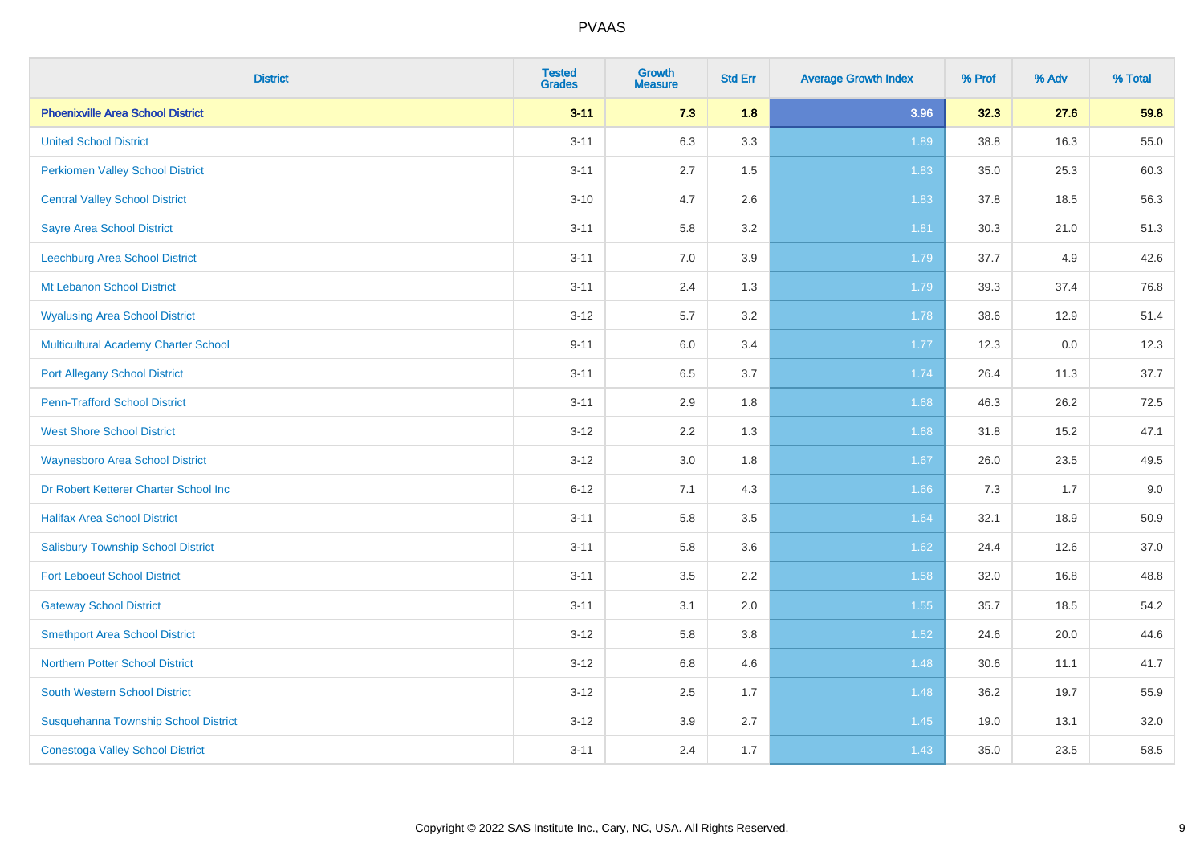PVAAS

| District | Tested Grades | Growth Measure | Std Err | Average Growth Index | % Prof | % Adv | % Total |
|---|---|---|---|---|---|---|---|
| **Phoenixville Area School District** | **3-11** | **7.3** | **1.8** | **3.96** | **32.3** | **27.6** | **59.8** |
| United School District | 3-11 | 6.3 | 3.3 | 1.89 | 38.8 | 16.3 | 55.0 |
| Perkiomen Valley School District | 3-11 | 2.7 | 1.5 | 1.83 | 35.0 | 25.3 | 60.3 |
| Central Valley School District | 3-10 | 4.7 | 2.6 | 1.83 | 37.8 | 18.5 | 56.3 |
| Sayre Area School District | 3-11 | 5.8 | 3.2 | 1.81 | 30.3 | 21.0 | 51.3 |
| Leechburg Area School District | 3-11 | 7.0 | 3.9 | 1.79 | 37.7 | 4.9 | 42.6 |
| Mt Lebanon School District | 3-11 | 2.4 | 1.3 | 1.79 | 39.3 | 37.4 | 76.8 |
| Wyalusing Area School District | 3-12 | 5.7 | 3.2 | 1.78 | 38.6 | 12.9 | 51.4 |
| Multicultural Academy Charter School | 9-11 | 6.0 | 3.4 | 1.77 | 12.3 | 0.0 | 12.3 |
| Port Allegany School District | 3-11 | 6.5 | 3.7 | 1.74 | 26.4 | 11.3 | 37.7 |
| Penn-Trafford School District | 3-11 | 2.9 | 1.8 | 1.68 | 46.3 | 26.2 | 72.5 |
| West Shore School District | 3-12 | 2.2 | 1.3 | 1.68 | 31.8 | 15.2 | 47.1 |
| Waynesboro Area School District | 3-12 | 3.0 | 1.8 | 1.67 | 26.0 | 23.5 | 49.5 |
| Dr Robert Ketterer Charter School Inc | 6-12 | 7.1 | 4.3 | 1.66 | 7.3 | 1.7 | 9.0 |
| Halifax Area School District | 3-11 | 5.8 | 3.5 | 1.64 | 32.1 | 18.9 | 50.9 |
| Salisbury Township School District | 3-11 | 5.8 | 3.6 | 1.62 | 24.4 | 12.6 | 37.0 |
| Fort Leboeuf School District | 3-11 | 3.5 | 2.2 | 1.58 | 32.0 | 16.8 | 48.8 |
| Gateway School District | 3-11 | 3.1 | 2.0 | 1.55 | 35.7 | 18.5 | 54.2 |
| Smethport Area School District | 3-12 | 5.8 | 3.8 | 1.52 | 24.6 | 20.0 | 44.6 |
| Northern Potter School District | 3-12 | 6.8 | 4.6 | 1.48 | 30.6 | 11.1 | 41.7 |
| South Western School District | 3-12 | 2.5 | 1.7 | 1.48 | 36.2 | 19.7 | 55.9 |
| Susquehanna Township School District | 3-12 | 3.9 | 2.7 | 1.45 | 19.0 | 13.1 | 32.0 |
| Conestoga Valley School District | 3-11 | 2.4 | 1.7 | 1.43 | 35.0 | 23.5 | 58.5 |

Copyright © 2022 SAS Institute Inc., Cary, NC, USA. All Rights Reserved.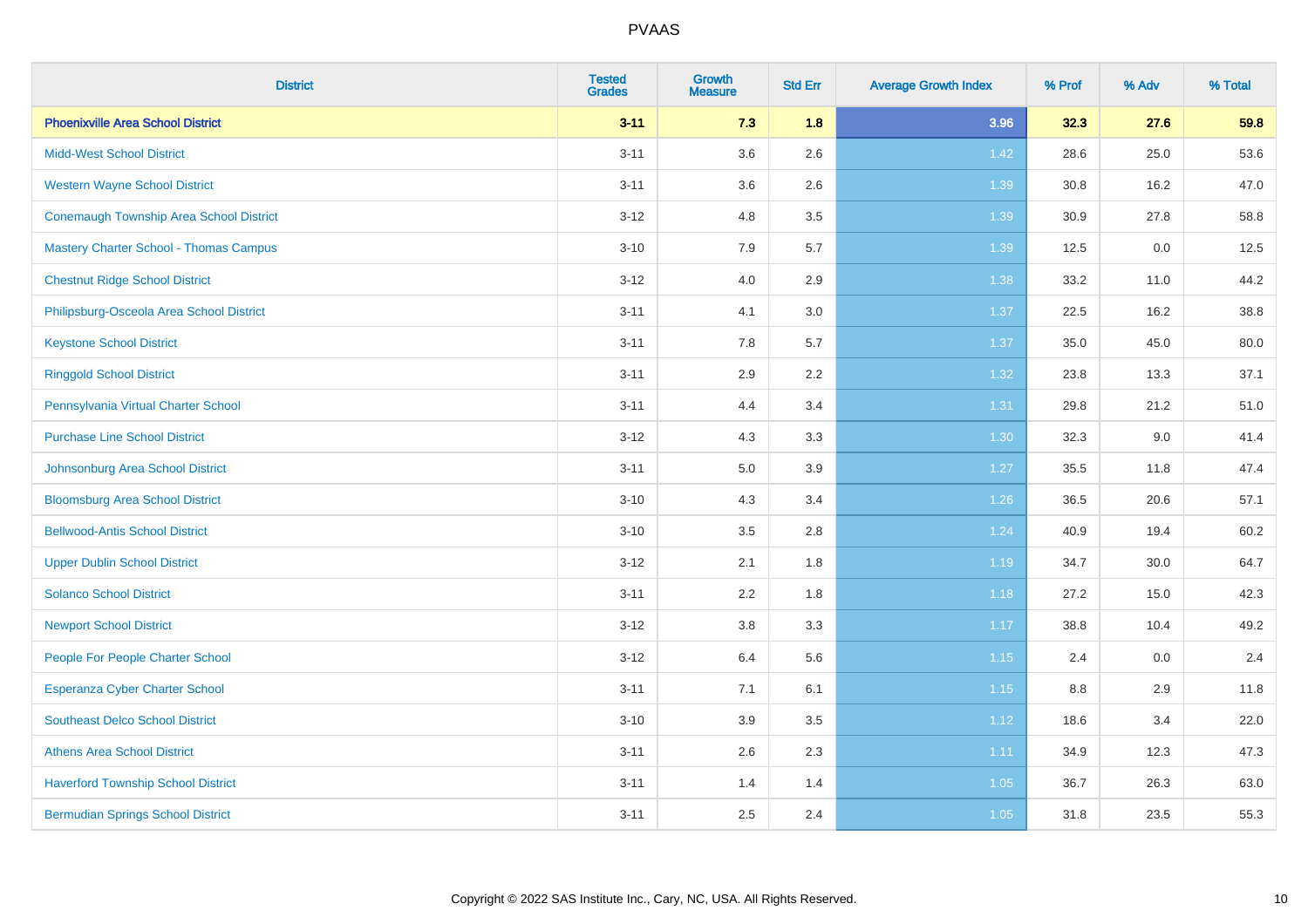| District | Tested Grades | Growth Measure | Std Err | Average Growth Index | % Prof | % Adv | % Total |
|---|---|---|---|---|---|---|---|
| **Phoenixville Area School District** | **3-11** | **7.3** | **1.8** | **3.96** | **32.3** | **27.6** | **59.8** |
| Midd-West School District | 3-11 | 3.6 | 2.6 | 1.42 | 28.6 | 25.0 | 53.6 |
| Western Wayne School District | 3-11 | 3.6 | 2.6 | 1.39 | 30.8 | 16.2 | 47.0 |
| Conemaugh Township Area School District | 3-12 | 4.8 | 3.5 | 1.39 | 30.9 | 27.8 | 58.8 |
| Mastery Charter School - Thomas Campus | 3-10 | 7.9 | 5.7 | 1.39 | 12.5 | 0.0 | 12.5 |
| Chestnut Ridge School District | 3-12 | 4.0 | 2.9 | 1.38 | 33.2 | 11.0 | 44.2 |
| Philipsburg-Osceola Area School District | 3-11 | 4.1 | 3.0 | 1.37 | 22.5 | 16.2 | 38.8 |
| Keystone School District | 3-11 | 7.8 | 5.7 | 1.37 | 35.0 | 45.0 | 80.0 |
| Ringgold School District | 3-11 | 2.9 | 2.2 | 1.32 | 23.8 | 13.3 | 37.1 |
| Pennsylvania Virtual Charter School | 3-11 | 4.4 | 3.4 | 1.31 | 29.8 | 21.2 | 51.0 |
| Purchase Line School District | 3-12 | 4.3 | 3.3 | 1.30 | 32.3 | 9.0 | 41.4 |
| Johnsonburg Area School District | 3-11 | 5.0 | 3.9 | 1.27 | 35.5 | 11.8 | 47.4 |
| Bloomsburg Area School District | 3-10 | 4.3 | 3.4 | 1.26 | 36.5 | 20.6 | 57.1 |
| Bellwood-Antis School District | 3-10 | 3.5 | 2.8 | 1.24 | 40.9 | 19.4 | 60.2 |
| Upper Dublin School District | 3-12 | 2.1 | 1.8 | 1.19 | 34.7 | 30.0 | 64.7 |
| Solanco School District | 3-11 | 2.2 | 1.8 | 1.18 | 27.2 | 15.0 | 42.3 |
| Newport School District | 3-12 | 3.8 | 3.3 | 1.17 | 38.8 | 10.4 | 49.2 |
| People For People Charter School | 3-12 | 6.4 | 5.6 | 1.15 | 2.4 | 0.0 | 2.4 |
| Esperanza Cyber Charter School | 3-11 | 7.1 | 6.1 | 1.15 | 8.8 | 2.9 | 11.8 |
| Southeast Delco School District | 3-10 | 3.9 | 3.5 | 1.12 | 18.6 | 3.4 | 22.0 |
| Athens Area School District | 3-11 | 2.6 | 2.3 | 1.11 | 34.9 | 12.3 | 47.3 |
| Haverford Township School District | 3-11 | 1.4 | 1.4 | 1.05 | 36.7 | 26.3 | 63.0 |
| Bermudian Springs School District | 3-11 | 2.5 | 2.4 | 1.05 | 31.8 | 23.5 | 55.3 |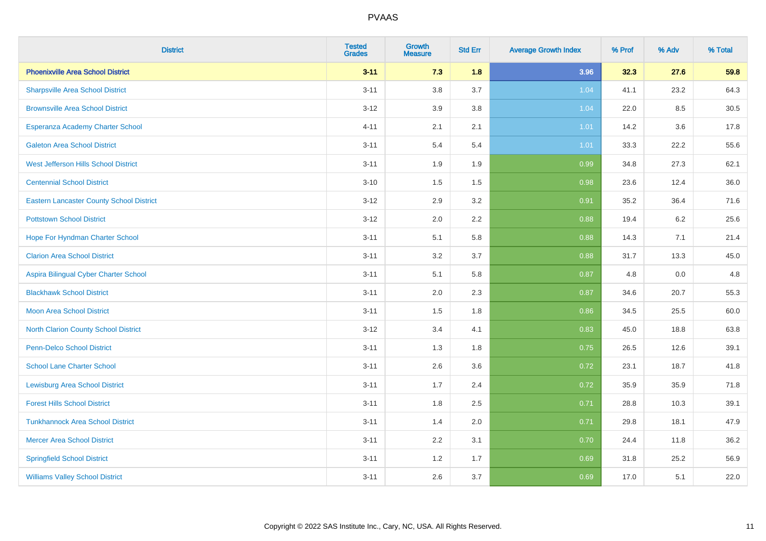| District | Tested Grades | Growth Measure | Std Err | Average Growth Index | % Prof | % Adv | % Total |
|---|---|---|---|---|---|---|---|
| **Phoenixville Area School District** | **3-11** | **7.3** | **1.8** | **3.96** | **32.3** | **27.6** | **59.8** |
| Sharpsville Area School District | 3-11 | 3.8 | 3.7 | 1.04 | 41.1 | 23.2 | 64.3 |
| Brownsville Area School District | 3-12 | 3.9 | 3.8 | 1.04 | 22.0 | 8.5 | 30.5 |
| Esperanza Academy Charter School | 4-11 | 2.1 | 2.1 | 1.01 | 14.2 | 3.6 | 17.8 |
| Galeton Area School District | 3-11 | 5.4 | 5.4 | 1.01 | 33.3 | 22.2 | 55.6 |
| West Jefferson Hills School District | 3-11 | 1.9 | 1.9 | 0.99 | 34.8 | 27.3 | 62.1 |
| Centennial School District | 3-10 | 1.5 | 1.5 | 0.98 | 23.6 | 12.4 | 36.0 |
| Eastern Lancaster County School District | 3-12 | 2.9 | 3.2 | 0.91 | 35.2 | 36.4 | 71.6 |
| Pottstown School District | 3-12 | 2.0 | 2.2 | 0.88 | 19.4 | 6.2 | 25.6 |
| Hope For Hyndman Charter School | 3-11 | 5.1 | 5.8 | 0.88 | 14.3 | 7.1 | 21.4 |
| Clarion Area School District | 3-11 | 3.2 | 3.7 | 0.88 | 31.7 | 13.3 | 45.0 |
| Aspira Bilingual Cyber Charter School | 3-11 | 5.1 | 5.8 | 0.87 | 4.8 | 0.0 | 4.8 |
| Blackhawk School District | 3-11 | 2.0 | 2.3 | 0.87 | 34.6 | 20.7 | 55.3 |
| Moon Area School District | 3-11 | 1.5 | 1.8 | 0.86 | 34.5 | 25.5 | 60.0 |
| North Clarion County School District | 3-12 | 3.4 | 4.1 | 0.83 | 45.0 | 18.8 | 63.8 |
| Penn-Delco School District | 3-11 | 1.3 | 1.8 | 0.75 | 26.5 | 12.6 | 39.1 |
| School Lane Charter School | 3-11 | 2.6 | 3.6 | 0.72 | 23.1 | 18.7 | 41.8 |
| Lewisburg Area School District | 3-11 | 1.7 | 2.4 | 0.72 | 35.9 | 35.9 | 71.8 |
| Forest Hills School District | 3-11 | 1.8 | 2.5 | 0.71 | 28.8 | 10.3 | 39.1 |
| Tunkhannock Area School District | 3-11 | 1.4 | 2.0 | 0.71 | 29.8 | 18.1 | 47.9 |
| Mercer Area School District | 3-11 | 2.2 | 3.1 | 0.70 | 24.4 | 11.8 | 36.2 |
| Springfield School District | 3-11 | 1.2 | 1.7 | 0.69 | 31.8 | 25.2 | 56.9 |
| Williams Valley School District | 3-11 | 2.6 | 3.7 | 0.69 | 17.0 | 5.1 | 22.0 |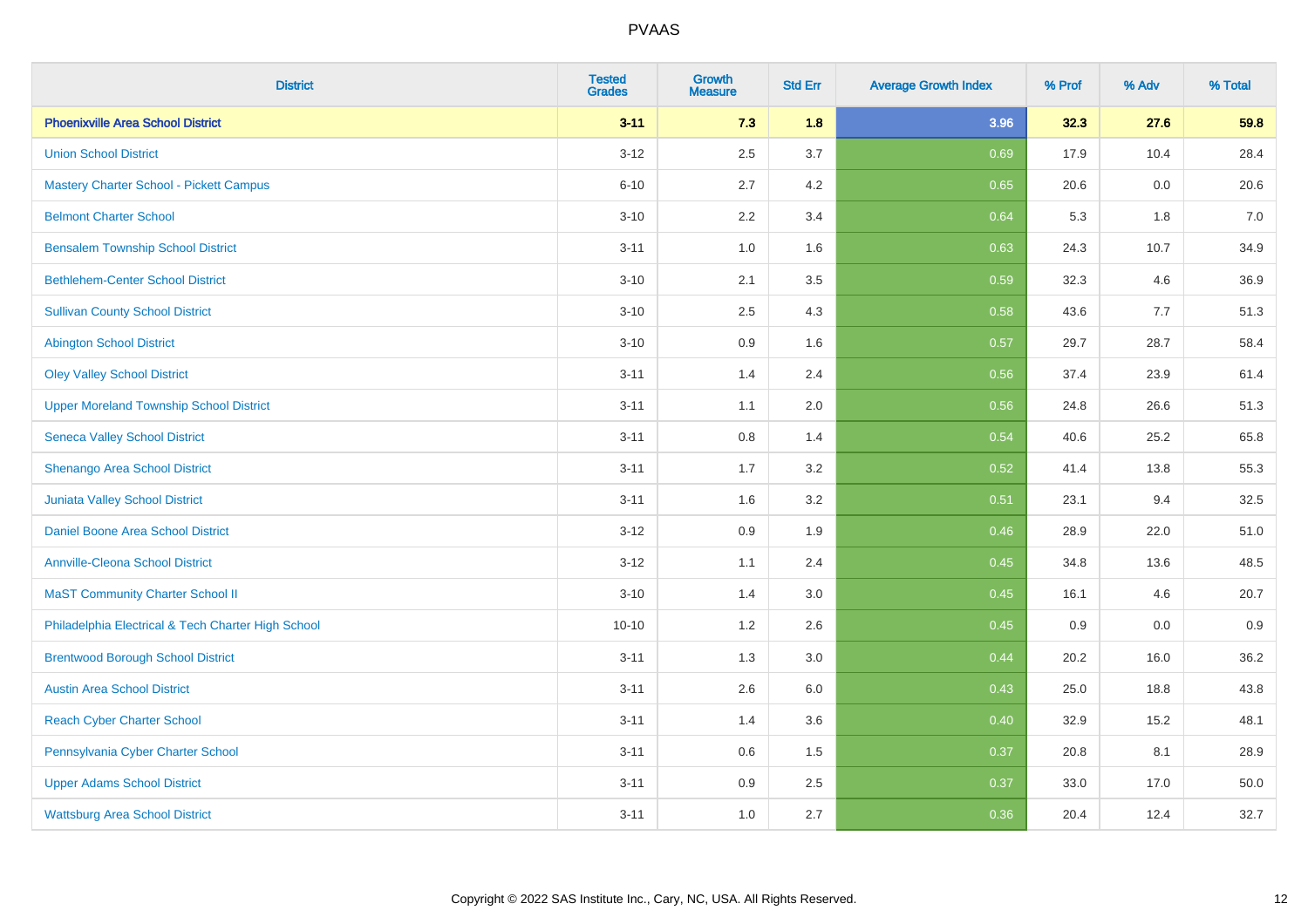| District | Tested Grades | Growth Measure | Std Err | Average Growth Index | % Prof | % Adv | % Total |
|---|---|---|---|---|---|---|---|
| **Phoenixville Area School District** | **3-11** | **7.3** | **1.8** | **3.96** | **32.3** | **27.6** | **59.8** |
| Union School District | 3-12 | 2.5 | 3.7 | 0.69 | 17.9 | 10.4 | 28.4 |
| Mastery Charter School - Pickett Campus | 6-10 | 2.7 | 4.2 | 0.65 | 20.6 | 0.0 | 20.6 |
| Belmont Charter School | 3-10 | 2.2 | 3.4 | 0.64 | 5.3 | 1.8 | 7.0 |
| Bensalem Township School District | 3-11 | 1.0 | 1.6 | 0.63 | 24.3 | 10.7 | 34.9 |
| Bethlehem-Center School District | 3-10 | 2.1 | 3.5 | 0.59 | 32.3 | 4.6 | 36.9 |
| Sullivan County School District | 3-10 | 2.5 | 4.3 | 0.58 | 43.6 | 7.7 | 51.3 |
| Abington School District | 3-10 | 0.9 | 1.6 | 0.57 | 29.7 | 28.7 | 58.4 |
| Oley Valley School District | 3-11 | 1.4 | 2.4 | 0.56 | 37.4 | 23.9 | 61.4 |
| Upper Moreland Township School District | 3-11 | 1.1 | 2.0 | 0.56 | 24.8 | 26.6 | 51.3 |
| Seneca Valley School District | 3-11 | 0.8 | 1.4 | 0.54 | 40.6 | 25.2 | 65.8 |
| Shenango Area School District | 3-11 | 1.7 | 3.2 | 0.52 | 41.4 | 13.8 | 55.3 |
| Juniata Valley School District | 3-11 | 1.6 | 3.2 | 0.51 | 23.1 | 9.4 | 32.5 |
| Daniel Boone Area School District | 3-12 | 0.9 | 1.9 | 0.46 | 28.9 | 22.0 | 51.0 |
| Annville-Cleona School District | 3-12 | 1.1 | 2.4 | 0.45 | 34.8 | 13.6 | 48.5 |
| MaST Community Charter School II | 3-10 | 1.4 | 3.0 | 0.45 | 16.1 | 4.6 | 20.7 |
| Philadelphia Electrical & Tech Charter High School | 10-10 | 1.2 | 2.6 | 0.45 | 0.9 | 0.0 | 0.9 |
| Brentwood Borough School District | 3-11 | 1.3 | 3.0 | 0.44 | 20.2 | 16.0 | 36.2 |
| Austin Area School District | 3-11 | 2.6 | 6.0 | 0.43 | 25.0 | 18.8 | 43.8 |
| Reach Cyber Charter School | 3-11 | 1.4 | 3.6 | 0.40 | 32.9 | 15.2 | 48.1 |
| Pennsylvania Cyber Charter School | 3-11 | 0.6 | 1.5 | 0.37 | 20.8 | 8.1 | 28.9 |
| Upper Adams School District | 3-11 | 0.9 | 2.5 | 0.37 | 33.0 | 17.0 | 50.0 |
| Wattsburg Area School District | 3-11 | 1.0 | 2.7 | 0.36 | 20.4 | 12.4 | 32.7 |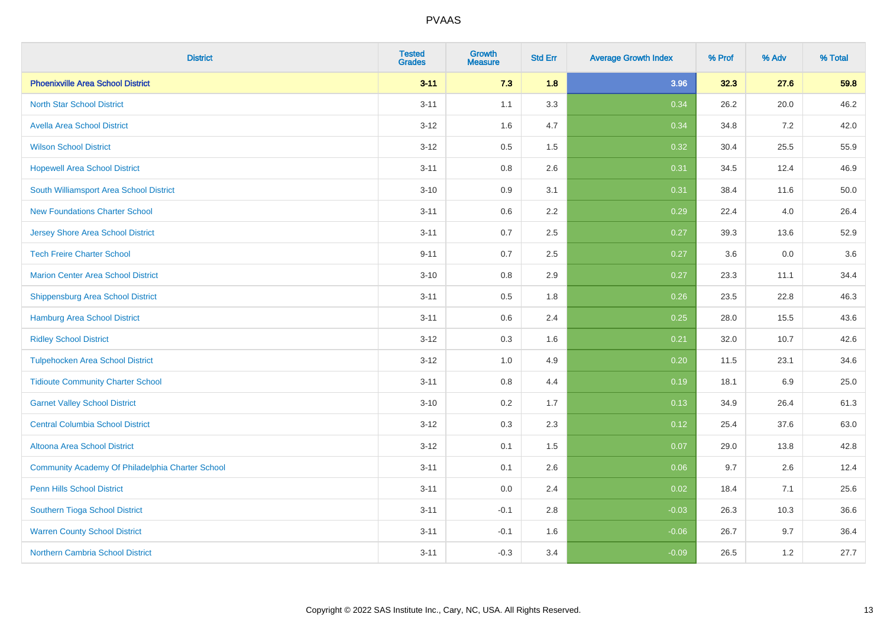| District | Tested Grades | Growth Measure | Std Err | Average Growth Index | % Prof | % Adv | % Total |
|---|---|---|---|---|---|---|---|
| **Phoenixville Area School District** | **3-11** | **7.3** | **1.8** | **3.96** | **32.3** | **27.6** | **59.8** |
| North Star School District | 3-11 | 1.1 | 3.3 | 0.34 | 26.2 | 20.0 | 46.2 |
| Avella Area School District | 3-12 | 1.6 | 4.7 | 0.34 | 34.8 | 7.2 | 42.0 |
| Wilson School District | 3-12 | 0.5 | 1.5 | 0.32 | 30.4 | 25.5 | 55.9 |
| Hopewell Area School District | 3-11 | 0.8 | 2.6 | 0.31 | 34.5 | 12.4 | 46.9 |
| South Williamsport Area School District | 3-10 | 0.9 | 3.1 | 0.31 | 38.4 | 11.6 | 50.0 |
| New Foundations Charter School | 3-11 | 0.6 | 2.2 | 0.29 | 22.4 | 4.0 | 26.4 |
| Jersey Shore Area School District | 3-11 | 0.7 | 2.5 | 0.27 | 39.3 | 13.6 | 52.9 |
| Tech Freire Charter School | 9-11 | 0.7 | 2.5 | 0.27 | 3.6 | 0.0 | 3.6 |
| Marion Center Area School District | 3-10 | 0.8 | 2.9 | 0.27 | 23.3 | 11.1 | 34.4 |
| Shippensburg Area School District | 3-11 | 0.5 | 1.8 | 0.26 | 23.5 | 22.8 | 46.3 |
| Hamburg Area School District | 3-11 | 0.6 | 2.4 | 0.25 | 28.0 | 15.5 | 43.6 |
| Ridley School District | 3-12 | 0.3 | 1.6 | 0.21 | 32.0 | 10.7 | 42.6 |
| Tulpehocken Area School District | 3-12 | 1.0 | 4.9 | 0.20 | 11.5 | 23.1 | 34.6 |
| Tidioute Community Charter School | 3-11 | 0.8 | 4.4 | 0.19 | 18.1 | 6.9 | 25.0 |
| Garnet Valley School District | 3-10 | 0.2 | 1.7 | 0.13 | 34.9 | 26.4 | 61.3 |
| Central Columbia School District | 3-12 | 0.3 | 2.3 | 0.12 | 25.4 | 37.6 | 63.0 |
| Altoona Area School District | 3-12 | 0.1 | 1.5 | 0.07 | 29.0 | 13.8 | 42.8 |
| Community Academy Of Philadelphia Charter School | 3-11 | 0.1 | 2.6 | 0.06 | 9.7 | 2.6 | 12.4 |
| Penn Hills School District | 3-11 | 0.0 | 2.4 | 0.02 | 18.4 | 7.1 | 25.6 |
| Southern Tioga School District | 3-11 | -0.1 | 2.8 | -0.03 | 26.3 | 10.3 | 36.6 |
| Warren County School District | 3-11 | -0.1 | 1.6 | -0.06 | 26.7 | 9.7 | 36.4 |
| Northern Cambria School District | 3-11 | -0.3 | 3.4 | -0.09 | 26.5 | 1.2 | 27.7 |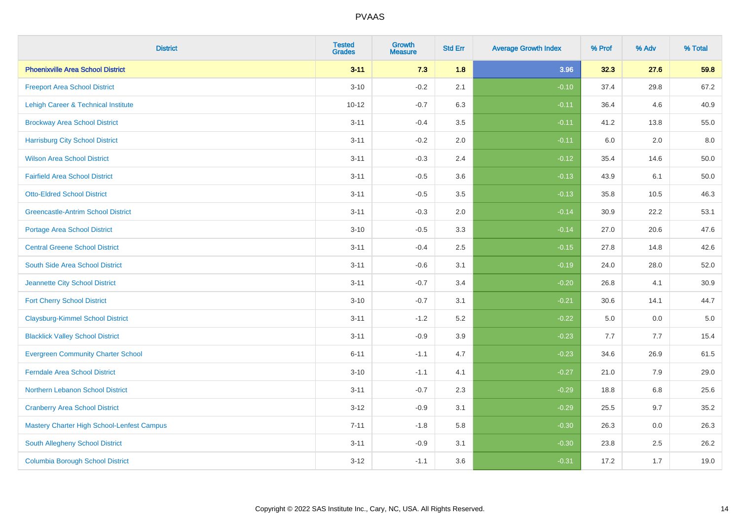| District | Tested Grades | Growth Measure | Std Err | Average Growth Index | % Prof | % Adv | % Total |
|---|---|---|---|---|---|---|---|
| **Phoenixville Area School District** | **3-11** | **7.3** | **1.8** | **3.96** | **32.3** | **27.6** | **59.8** |
| Freeport Area School District | 3-10 | -0.2 | 2.1 | -0.10 | 37.4 | 29.8 | 67.2 |
| Lehigh Career & Technical Institute | 10-12 | -0.7 | 6.3 | -0.11 | 36.4 | 4.6 | 40.9 |
| Brockway Area School District | 3-11 | -0.4 | 3.5 | -0.11 | 41.2 | 13.8 | 55.0 |
| Harrisburg City School District | 3-11 | -0.2 | 2.0 | -0.11 | 6.0 | 2.0 | 8.0 |
| Wilson Area School District | 3-11 | -0.3 | 2.4 | -0.12 | 35.4 | 14.6 | 50.0 |
| Fairfield Area School District | 3-11 | -0.5 | 3.6 | -0.13 | 43.9 | 6.1 | 50.0 |
| Otto-Eldred School District | 3-11 | -0.5 | 3.5 | -0.13 | 35.8 | 10.5 | 46.3 |
| Greencastle-Antrim School District | 3-11 | -0.3 | 2.0 | -0.14 | 30.9 | 22.2 | 53.1 |
| Portage Area School District | 3-10 | -0.5 | 3.3 | -0.14 | 27.0 | 20.6 | 47.6 |
| Central Greene School District | 3-11 | -0.4 | 2.5 | -0.15 | 27.8 | 14.8 | 42.6 |
| South Side Area School District | 3-11 | -0.6 | 3.1 | -0.19 | 24.0 | 28.0 | 52.0 |
| Jeannette City School District | 3-11 | -0.7 | 3.4 | -0.20 | 26.8 | 4.1 | 30.9 |
| Fort Cherry School District | 3-10 | -0.7 | 3.1 | -0.21 | 30.6 | 14.1 | 44.7 |
| Claysburg-Kimmel School District | 3-11 | -1.2 | 5.2 | -0.22 | 5.0 | 0.0 | 5.0 |
| Blacklick Valley School District | 3-11 | -0.9 | 3.9 | -0.23 | 7.7 | 7.7 | 15.4 |
| Evergreen Community Charter School | 6-11 | -1.1 | 4.7 | -0.23 | 34.6 | 26.9 | 61.5 |
| Ferndale Area School District | 3-10 | -1.1 | 4.1 | -0.27 | 21.0 | 7.9 | 29.0 |
| Northern Lebanon School District | 3-11 | -0.7 | 2.3 | -0.29 | 18.8 | 6.8 | 25.6 |
| Cranberry Area School District | 3-12 | -0.9 | 3.1 | -0.29 | 25.5 | 9.7 | 35.2 |
| Mastery Charter High School-Lenfest Campus | 7-11 | -1.8 | 5.8 | -0.30 | 26.3 | 0.0 | 26.3 |
| South Allegheny School District | 3-11 | -0.9 | 3.1 | -0.30 | 23.8 | 2.5 | 26.2 |
| Columbia Borough School District | 3-12 | -1.1 | 3.6 | -0.31 | 17.2 | 1.7 | 19.0 |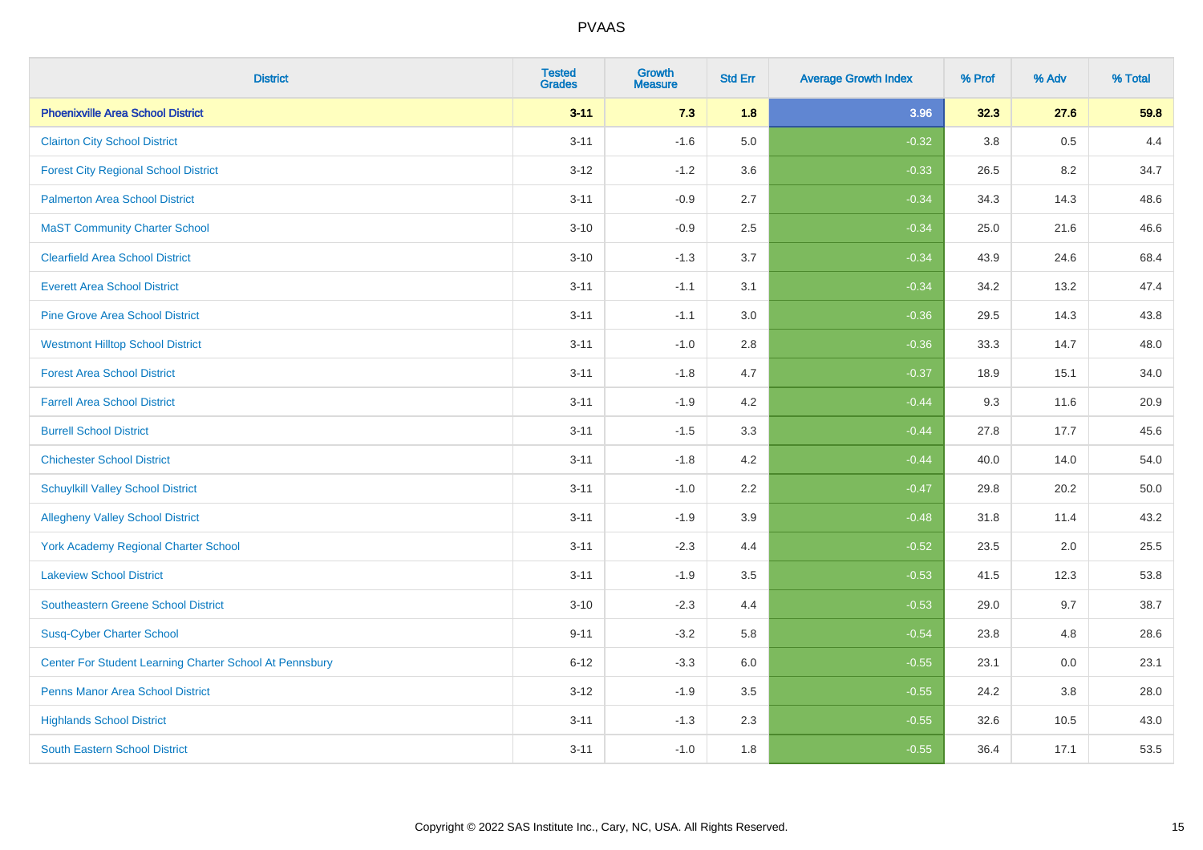| District | Tested Grades | Growth Measure | Std Err | Average Growth Index | % Prof | % Adv | % Total |
|---|---|---|---|---|---|---|---|
| **Phoenixville Area School District** | **3-11** | **7.3** | **1.8** | **3.96** | **32.3** | **27.6** | **59.8** |
| Clairton City School District | 3-11 | -1.6 | 5.0 | -0.32 | 3.8 | 0.5 | 4.4 |
| Forest City Regional School District | 3-12 | -1.2 | 3.6 | -0.33 | 26.5 | 8.2 | 34.7 |
| Palmerton Area School District | 3-11 | -0.9 | 2.7 | -0.34 | 34.3 | 14.3 | 48.6 |
| MaST Community Charter School | 3-10 | -0.9 | 2.5 | -0.34 | 25.0 | 21.6 | 46.6 |
| Clearfield Area School District | 3-10 | -1.3 | 3.7 | -0.34 | 43.9 | 24.6 | 68.4 |
| Everett Area School District | 3-11 | -1.1 | 3.1 | -0.34 | 34.2 | 13.2 | 47.4 |
| Pine Grove Area School District | 3-11 | -1.1 | 3.0 | -0.36 | 29.5 | 14.3 | 43.8 |
| Westmont Hilltop School District | 3-11 | -1.0 | 2.8 | -0.36 | 33.3 | 14.7 | 48.0 |
| Forest Area School District | 3-11 | -1.8 | 4.7 | -0.37 | 18.9 | 15.1 | 34.0 |
| Farrell Area School District | 3-11 | -1.9 | 4.2 | -0.44 | 9.3 | 11.6 | 20.9 |
| Burrell School District | 3-11 | -1.5 | 3.3 | -0.44 | 27.8 | 17.7 | 45.6 |
| Chichester School District | 3-11 | -1.8 | 4.2 | -0.44 | 40.0 | 14.0 | 54.0 |
| Schuylkill Valley School District | 3-11 | -1.0 | 2.2 | -0.47 | 29.8 | 20.2 | 50.0 |
| Allegheny Valley School District | 3-11 | -1.9 | 3.9 | -0.48 | 31.8 | 11.4 | 43.2 |
| York Academy Regional Charter School | 3-11 | -2.3 | 4.4 | -0.52 | 23.5 | 2.0 | 25.5 |
| Lakeview School District | 3-11 | -1.9 | 3.5 | -0.53 | 41.5 | 12.3 | 53.8 |
| Southeastern Greene School District | 3-10 | -2.3 | 4.4 | -0.53 | 29.0 | 9.7 | 38.7 |
| Susq-Cyber Charter School | 9-11 | -3.2 | 5.8 | -0.54 | 23.8 | 4.8 | 28.6 |
| Center For Student Learning Charter School At Pennsbury | 6-12 | -3.3 | 6.0 | -0.55 | 23.1 | 0.0 | 23.1 |
| Penns Manor Area School District | 3-12 | -1.9 | 3.5 | -0.55 | 24.2 | 3.8 | 28.0 |
| Highlands School District | 3-11 | -1.3 | 2.3 | -0.55 | 32.6 | 10.5 | 43.0 |
| South Eastern School District | 3-11 | -1.0 | 1.8 | -0.55 | 36.4 | 17.1 | 53.5 |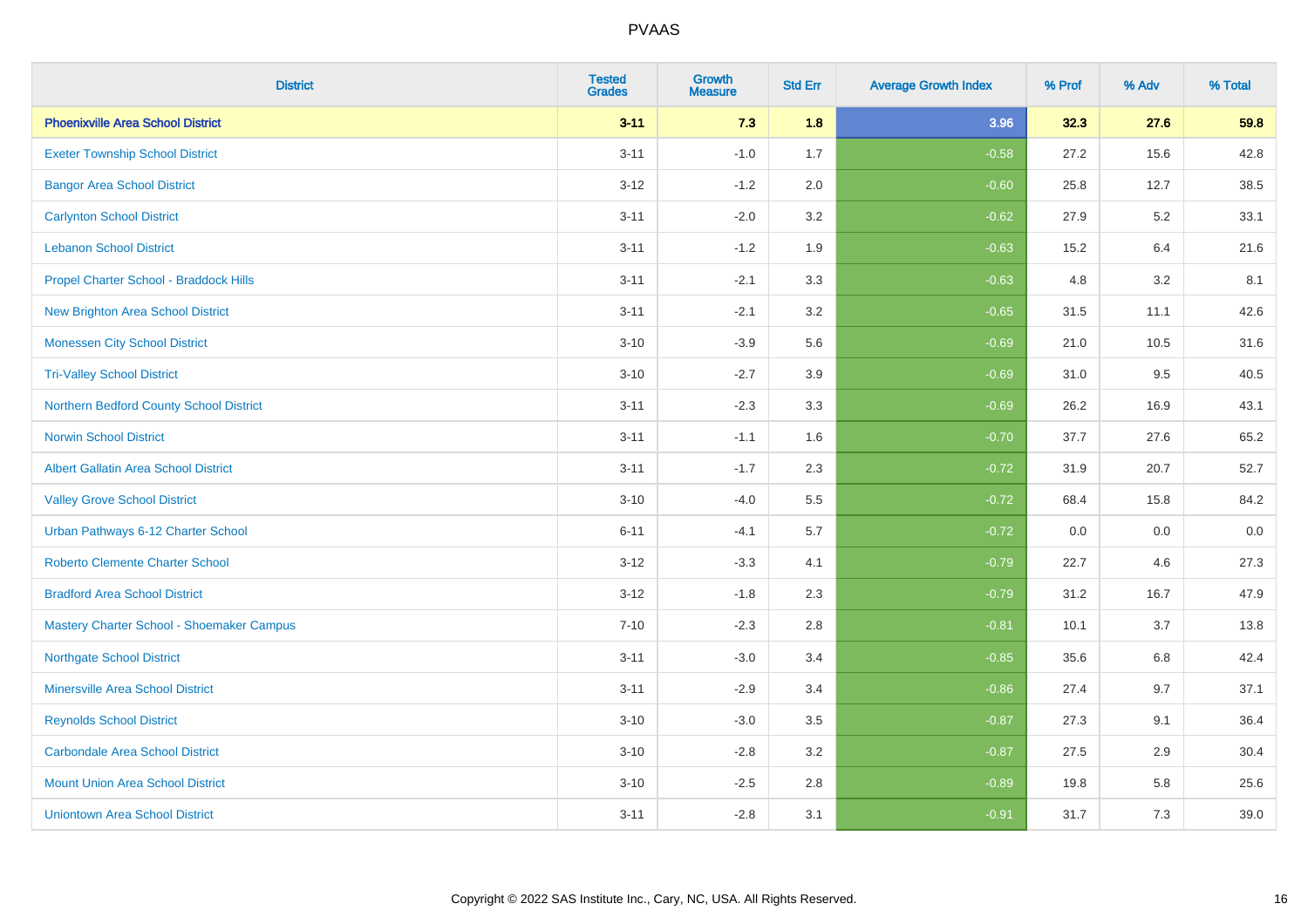# PVAAS

| District | Tested Grades | Growth Measure | Std Err | Average Growth Index | % Prof | % Adv | % Total |
|---|---|---|---|---|---|---|---|
| **Phoenixville Area School District** | **3-11** | **7.3** | **1.8** | **3.96** | **32.3** | **27.6** | **59.8** |
| Exeter Township School District | 3-11 | -1.0 | 1.7 | -0.58 | 27.2 | 15.6 | 42.8 |
| Bangor Area School District | 3-12 | -1.2 | 2.0 | -0.60 | 25.8 | 12.7 | 38.5 |
| Carlynton School District | 3-11 | -2.0 | 3.2 | -0.62 | 27.9 | 5.2 | 33.1 |
| Lebanon School District | 3-11 | -1.2 | 1.9 | -0.63 | 15.2 | 6.4 | 21.6 |
| Propel Charter School - Braddock Hills | 3-11 | -2.1 | 3.3 | -0.63 | 4.8 | 3.2 | 8.1 |
| New Brighton Area School District | 3-11 | -2.1 | 3.2 | -0.65 | 31.5 | 11.1 | 42.6 |
| Monessen City School District | 3-10 | -3.9 | 5.6 | -0.69 | 21.0 | 10.5 | 31.6 |
| Tri-Valley School District | 3-10 | -2.7 | 3.9 | -0.69 | 31.0 | 9.5 | 40.5 |
| Northern Bedford County School District | 3-11 | -2.3 | 3.3 | -0.69 | 26.2 | 16.9 | 43.1 |
| Norwin School District | 3-11 | -1.1 | 1.6 | -0.70 | 37.7 | 27.6 | 65.2 |
| Albert Gallatin Area School District | 3-11 | -1.7 | 2.3 | -0.72 | 31.9 | 20.7 | 52.7 |
| Valley Grove School District | 3-10 | -4.0 | 5.5 | -0.72 | 68.4 | 15.8 | 84.2 |
| Urban Pathways 6-12 Charter School | 6-11 | -4.1 | 5.7 | -0.72 | 0.0 | 0.0 | 0.0 |
| Roberto Clemente Charter School | 3-12 | -3.3 | 4.1 | -0.79 | 22.7 | 4.6 | 27.3 |
| Bradford Area School District | 3-12 | -1.8 | 2.3 | -0.79 | 31.2 | 16.7 | 47.9 |
| Mastery Charter School - Shoemaker Campus | 7-10 | -2.3 | 2.8 | -0.81 | 10.1 | 3.7 | 13.8 |
| Northgate School District | 3-11 | -3.0 | 3.4 | -0.85 | 35.6 | 6.8 | 42.4 |
| Minersville Area School District | 3-11 | -2.9 | 3.4 | -0.86 | 27.4 | 9.7 | 37.1 |
| Reynolds School District | 3-10 | -3.0 | 3.5 | -0.87 | 27.3 | 9.1 | 36.4 |
| Carbondale Area School District | 3-10 | -2.8 | 3.2 | -0.87 | 27.5 | 2.9 | 30.4 |
| Mount Union Area School District | 3-10 | -2.5 | 2.8 | -0.89 | 19.8 | 5.8 | 25.6 |
| Uniontown Area School District | 3-11 | -2.8 | 3.1 | -0.91 | 31.7 | 7.3 | 39.0 |

Copyright © 2022 SAS Institute Inc., Cary, NC, USA. All Rights Reserved.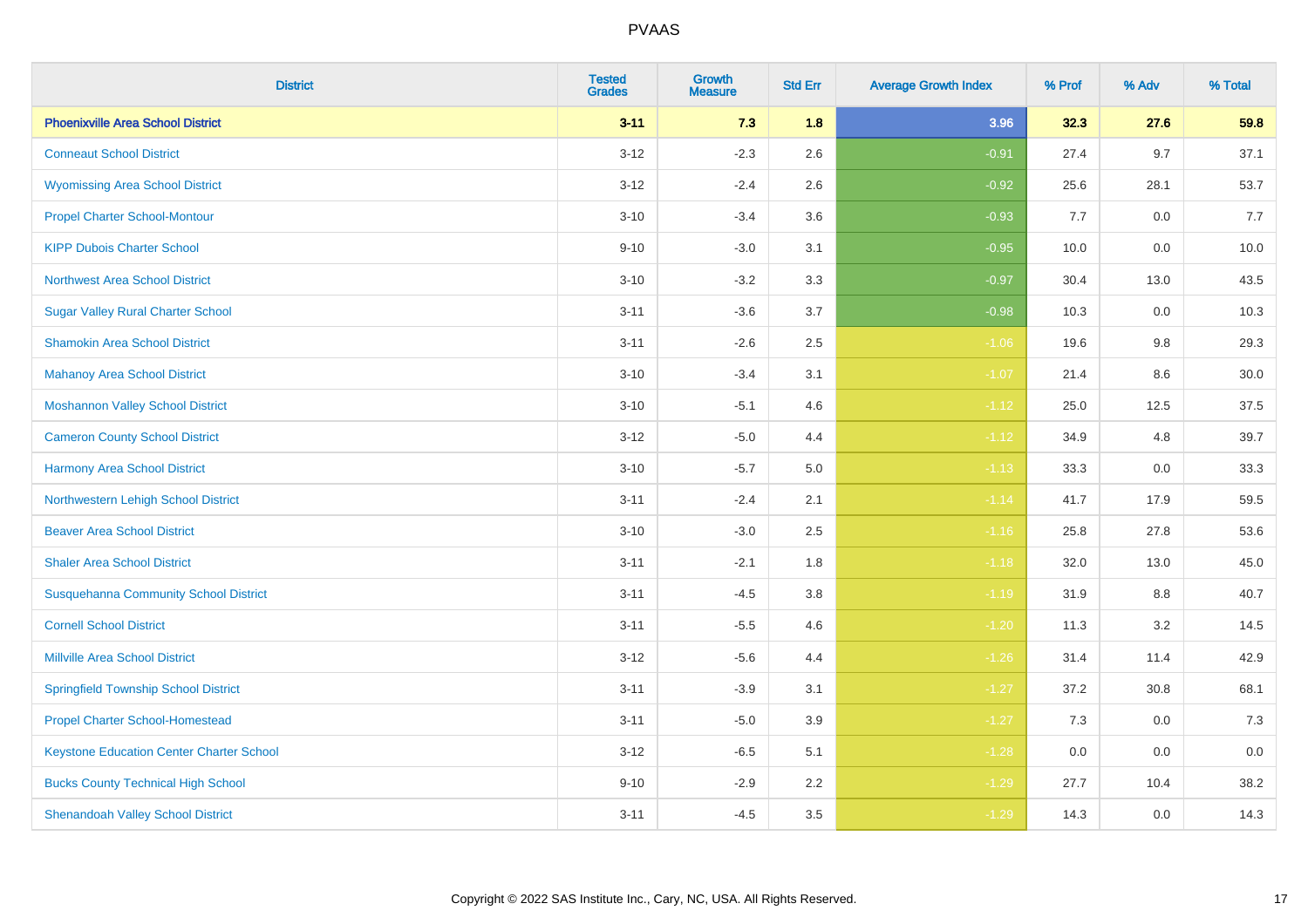PVAAS

| District | Tested Grades | Growth Measure | Std Err | Average Growth Index | % Prof | % Adv | % Total |
|---|---|---|---|---|---|---|---|
| **Phoenixville Area School District** | **3-11** | **7.3** | **1.8** | **3.96** | **32.3** | **27.6** | **59.8** |
| Conneaut School District | 3-12 | -2.3 | 2.6 | -0.91 | 27.4 | 9.7 | 37.1 |
| Wyomissing Area School District | 3-12 | -2.4 | 2.6 | -0.92 | 25.6 | 28.1 | 53.7 |
| Propel Charter School-Montour | 3-10 | -3.4 | 3.6 | -0.93 | 7.7 | 0.0 | 7.7 |
| KIPP Dubois Charter School | 9-10 | -3.0 | 3.1 | -0.95 | 10.0 | 0.0 | 10.0 |
| Northwest Area School District | 3-10 | -3.2 | 3.3 | -0.97 | 30.4 | 13.0 | 43.5 |
| Sugar Valley Rural Charter School | 3-11 | -3.6 | 3.7 | -0.98 | 10.3 | 0.0 | 10.3 |
| Shamokin Area School District | 3-11 | -2.6 | 2.5 | -1.06 | 19.6 | 9.8 | 29.3 |
| Mahanoy Area School District | 3-10 | -3.4 | 3.1 | -1.07 | 21.4 | 8.6 | 30.0 |
| Moshannon Valley School District | 3-10 | -5.1 | 4.6 | -1.12 | 25.0 | 12.5 | 37.5 |
| Cameron County School District | 3-12 | -5.0 | 4.4 | -1.12 | 34.9 | 4.8 | 39.7 |
| Harmony Area School District | 3-10 | -5.7 | 5.0 | -1.13 | 33.3 | 0.0 | 33.3 |
| Northwestern Lehigh School District | 3-11 | -2.4 | 2.1 | -1.14 | 41.7 | 17.9 | 59.5 |
| Beaver Area School District | 3-10 | -3.0 | 2.5 | -1.16 | 25.8 | 27.8 | 53.6 |
| Shaler Area School District | 3-11 | -2.1 | 1.8 | -1.18 | 32.0 | 13.0 | 45.0 |
| Susquehanna Community School District | 3-11 | -4.5 | 3.8 | -1.19 | 31.9 | 8.8 | 40.7 |
| Cornell School District | 3-11 | -5.5 | 4.6 | -1.20 | 11.3 | 3.2 | 14.5 |
| Millville Area School District | 3-12 | -5.6 | 4.4 | -1.26 | 31.4 | 11.4 | 42.9 |
| Springfield Township School District | 3-11 | -3.9 | 3.1 | -1.27 | 37.2 | 30.8 | 68.1 |
| Propel Charter School-Homestead | 3-11 | -5.0 | 3.9 | -1.27 | 7.3 | 0.0 | 7.3 |
| Keystone Education Center Charter School | 3-12 | -6.5 | 5.1 | -1.28 | 0.0 | 0.0 | 0.0 |
| Bucks County Technical High School | 9-10 | -2.9 | 2.2 | -1.29 | 27.7 | 10.4 | 38.2 |
| Shenandoah Valley School District | 3-11 | -4.5 | 3.5 | -1.29 | 14.3 | 0.0 | 14.3 |

Copyright © 2022 SAS Institute Inc., Cary, NC, USA. All Rights Reserved.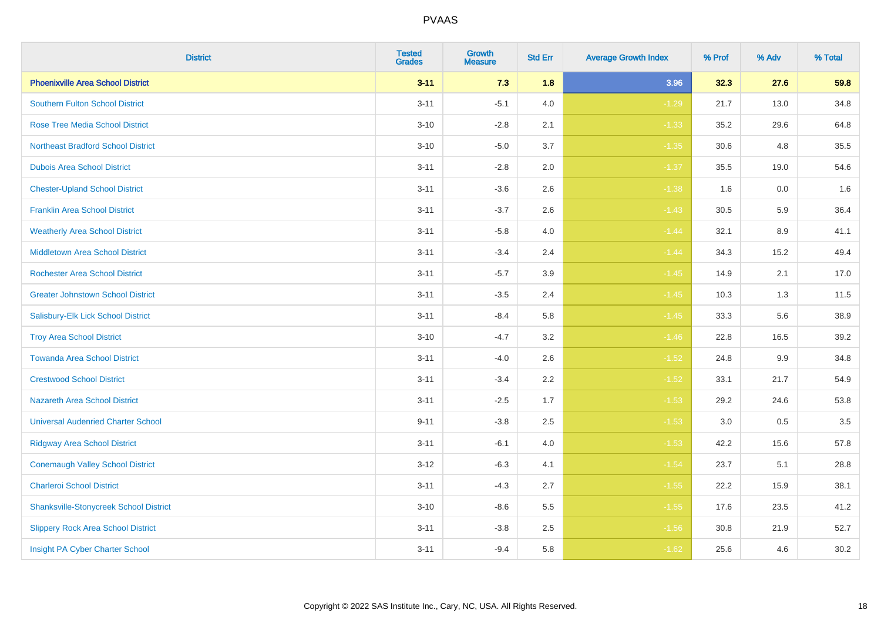# PVAAS

| District | Tested Grades | Growth Measure | Std Err | Average Growth Index | % Prof | % Adv | % Total |
|---|---|---|---|---|---|---|---|
| **Phoenixville Area School District** | **3-11** | **7.3** | **1.8** | **3.96** | **32.3** | **27.6** | **59.8** |
| Southern Fulton School District | 3-11 | -5.1 | 4.0 | -1.29 | 21.7 | 13.0 | 34.8 |
| Rose Tree Media School District | 3-10 | -2.8 | 2.1 | -1.33 | 35.2 | 29.6 | 64.8 |
| Northeast Bradford School District | 3-10 | -5.0 | 3.7 | -1.35 | 30.6 | 4.8 | 35.5 |
| Dubois Area School District | 3-11 | -2.8 | 2.0 | -1.37 | 35.5 | 19.0 | 54.6 |
| Chester-Upland School District | 3-11 | -3.6 | 2.6 | -1.38 | 1.6 | 0.0 | 1.6 |
| Franklin Area School District | 3-11 | -3.7 | 2.6 | -1.43 | 30.5 | 5.9 | 36.4 |
| Weatherly Area School District | 3-11 | -5.8 | 4.0 | -1.44 | 32.1 | 8.9 | 41.1 |
| Middletown Area School District | 3-11 | -3.4 | 2.4 | -1.44 | 34.3 | 15.2 | 49.4 |
| Rochester Area School District | 3-11 | -5.7 | 3.9 | -1.45 | 14.9 | 2.1 | 17.0 |
| Greater Johnstown School District | 3-11 | -3.5 | 2.4 | -1.45 | 10.3 | 1.3 | 11.5 |
| Salisbury-Elk Lick School District | 3-11 | -8.4 | 5.8 | -1.45 | 33.3 | 5.6 | 38.9 |
| Troy Area School District | 3-10 | -4.7 | 3.2 | -1.46 | 22.8 | 16.5 | 39.2 |
| Towanda Area School District | 3-11 | -4.0 | 2.6 | -1.52 | 24.8 | 9.9 | 34.8 |
| Crestwood School District | 3-11 | -3.4 | 2.2 | -1.52 | 33.1 | 21.7 | 54.9 |
| Nazareth Area School District | 3-11 | -2.5 | 1.7 | -1.53 | 29.2 | 24.6 | 53.8 |
| Universal Audenried Charter School | 9-11 | -3.8 | 2.5 | -1.53 | 3.0 | 0.5 | 3.5 |
| Ridgway Area School District | 3-11 | -6.1 | 4.0 | -1.53 | 42.2 | 15.6 | 57.8 |
| Conemaugh Valley School District | 3-12 | -6.3 | 4.1 | -1.54 | 23.7 | 5.1 | 28.8 |
| Charleroi School District | 3-11 | -4.3 | 2.7 | -1.55 | 22.2 | 15.9 | 38.1 |
| Shanksville-Stonycreek School District | 3-10 | -8.6 | 5.5 | -1.55 | 17.6 | 23.5 | 41.2 |
| Slippery Rock Area School District | 3-11 | -3.8 | 2.5 | -1.56 | 30.8 | 21.9 | 52.7 |
| Insight PA Cyber Charter School | 3-11 | -9.4 | 5.8 | -1.62 | 25.6 | 4.6 | 30.2 |

Copyright © 2022 SAS Institute Inc., Cary, NC, USA. All Rights Reserved.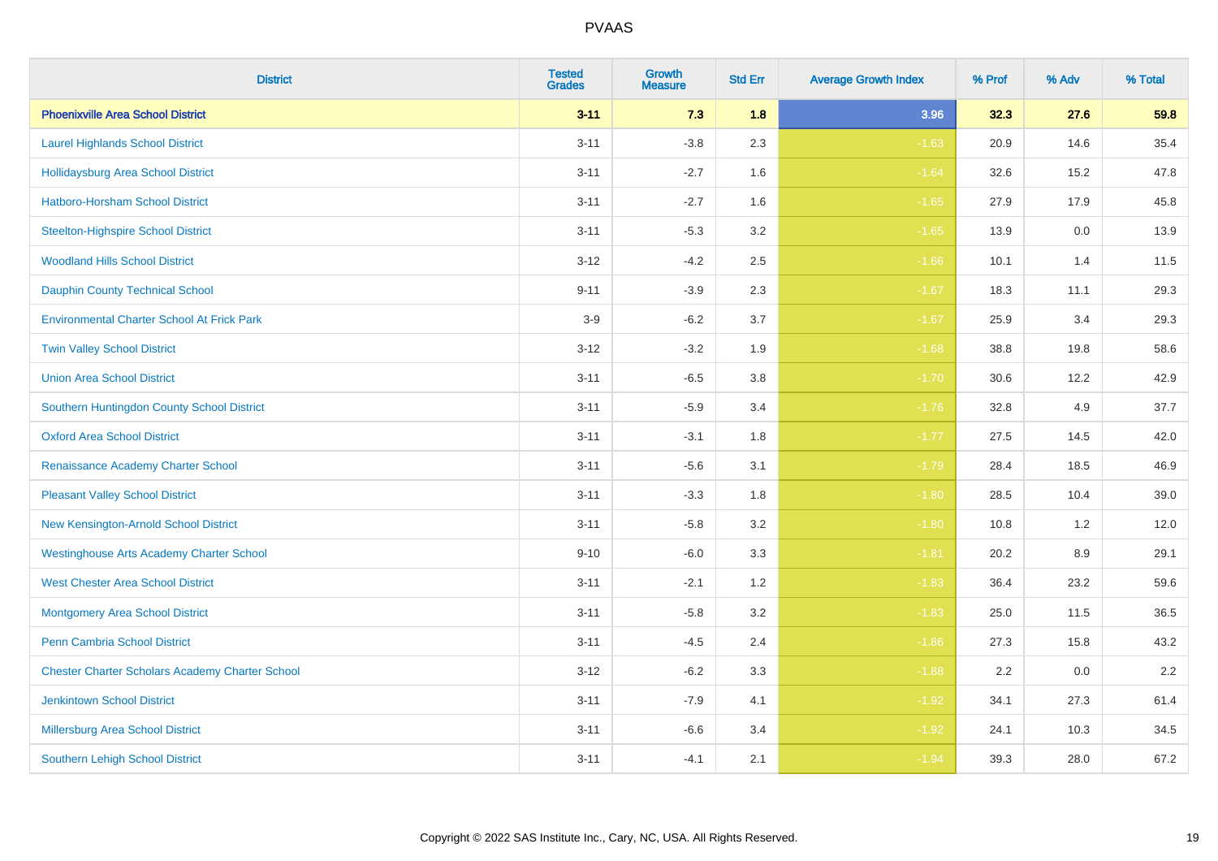| District | Tested Grades | Growth Measure | Std Err | Average Growth Index | % Prof | % Adv | % Total |
|---|---|---|---|---|---|---|---|
| **Phoenixville Area School District** | **3-11** | **7.3** | **1.8** | **3.96** | **32.3** | **27.6** | **59.8** |
| Laurel Highlands School District | 3-11 | -3.8 | 2.3 | -1.63 | 20.9 | 14.6 | 35.4 |
| Hollidaysburg Area School District | 3-11 | -2.7 | 1.6 | -1.64 | 32.6 | 15.2 | 47.8 |
| Hatboro-Horsham School District | 3-11 | -2.7 | 1.6 | -1.65 | 27.9 | 17.9 | 45.8 |
| Steelton-Highspire School District | 3-11 | -5.3 | 3.2 | -1.65 | 13.9 | 0.0 | 13.9 |
| Woodland Hills School District | 3-12 | -4.2 | 2.5 | -1.66 | 10.1 | 1.4 | 11.5 |
| Dauphin County Technical School | 9-11 | -3.9 | 2.3 | -1.67 | 18.3 | 11.1 | 29.3 |
| Environmental Charter School At Frick Park | 3-9 | -6.2 | 3.7 | -1.67 | 25.9 | 3.4 | 29.3 |
| Twin Valley School District | 3-12 | -3.2 | 1.9 | -1.68 | 38.8 | 19.8 | 58.6 |
| Union Area School District | 3-11 | -6.5 | 3.8 | -1.70 | 30.6 | 12.2 | 42.9 |
| Southern Huntingdon County School District | 3-11 | -5.9 | 3.4 | -1.76 | 32.8 | 4.9 | 37.7 |
| Oxford Area School District | 3-11 | -3.1 | 1.8 | -1.77 | 27.5 | 14.5 | 42.0 |
| Renaissance Academy Charter School | 3-11 | -5.6 | 3.1 | -1.79 | 28.4 | 18.5 | 46.9 |
| Pleasant Valley School District | 3-11 | -3.3 | 1.8 | -1.80 | 28.5 | 10.4 | 39.0 |
| New Kensington-Arnold School District | 3-11 | -5.8 | 3.2 | -1.80 | 10.8 | 1.2 | 12.0 |
| Westinghouse Arts Academy Charter School | 9-10 | -6.0 | 3.3 | -1.81 | 20.2 | 8.9 | 29.1 |
| West Chester Area School District | 3-11 | -2.1 | 1.2 | -1.83 | 36.4 | 23.2 | 59.6 |
| Montgomery Area School District | 3-11 | -5.8 | 3.2 | -1.83 | 25.0 | 11.5 | 36.5 |
| Penn Cambria School District | 3-11 | -4.5 | 2.4 | -1.86 | 27.3 | 15.8 | 43.2 |
| Chester Charter Scholars Academy Charter School | 3-12 | -6.2 | 3.3 | -1.88 | 2.2 | 0.0 | 2.2 |
| Jenkintown School District | 3-11 | -7.9 | 4.1 | -1.92 | 34.1 | 27.3 | 61.4 |
| Millersburg Area School District | 3-11 | -6.6 | 3.4 | -1.92 | 24.1 | 10.3 | 34.5 |
| Southern Lehigh School District | 3-11 | -4.1 | 2.1 | -1.94 | 39.3 | 28.0 | 67.2 |

Copyright © 2022 SAS Institute Inc., Cary, NC, USA. All Rights Reserved.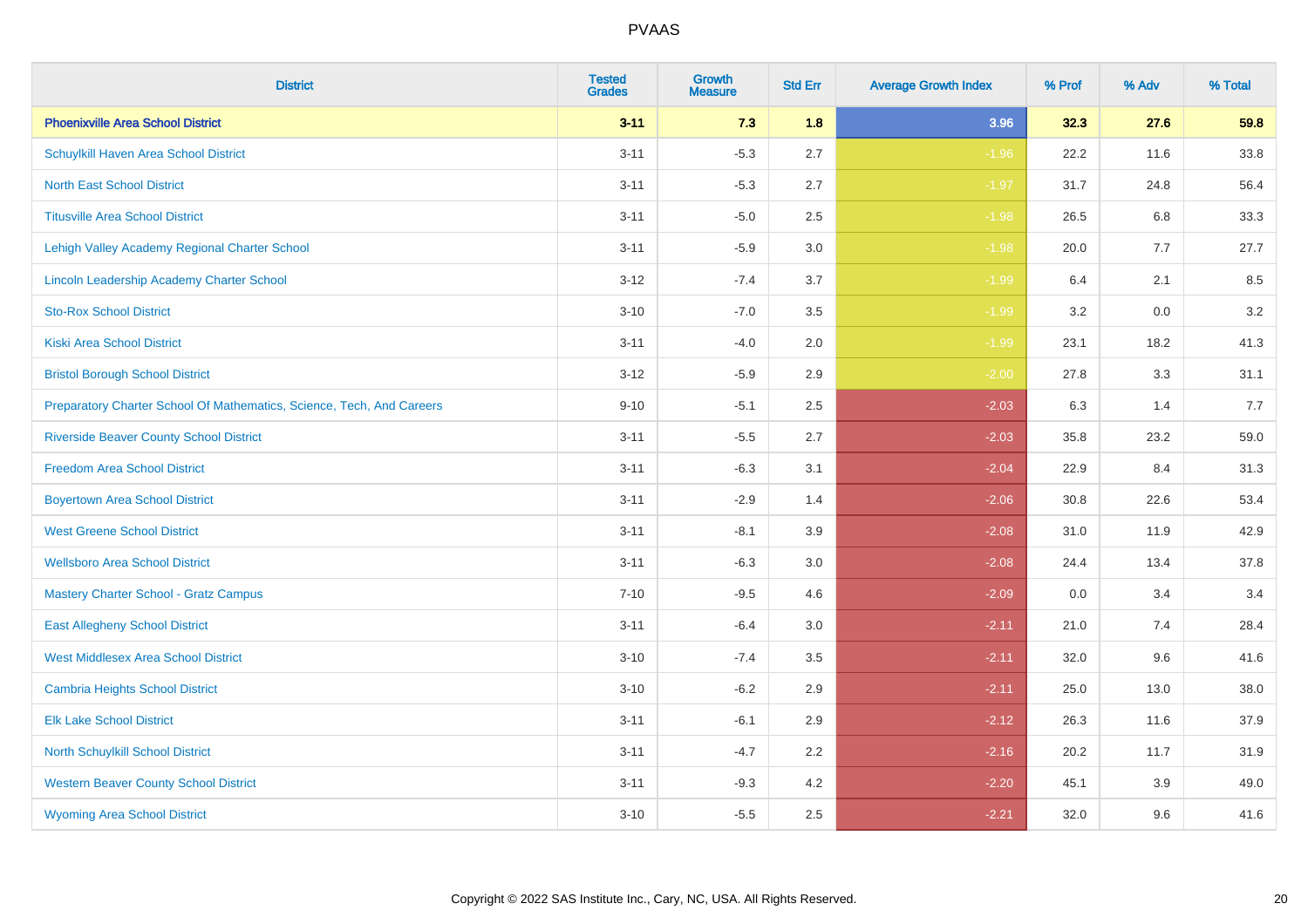# PVAAS

| District | Tested Grades | Growth Measure | Std Err | Average Growth Index | % Prof | % Adv | % Total |
|---|---|---|---|---|---|---|---|
| **Phoenixville Area School District** | **3-11** | **7.3** | **1.8** | **3.96** | **32.3** | **27.6** | **59.8** |
| Schuylkill Haven Area School District | 3-11 | -5.3 | 2.7 | -1.96 | 22.2 | 11.6 | 33.8 |
| North East School District | 3-11 | -5.3 | 2.7 | -1.97 | 31.7 | 24.8 | 56.4 |
| Titusville Area School District | 3-11 | -5.0 | 2.5 | -1.98 | 26.5 | 6.8 | 33.3 |
| Lehigh Valley Academy Regional Charter School | 3-11 | -5.9 | 3.0 | -1.98 | 20.0 | 7.7 | 27.7 |
| Lincoln Leadership Academy Charter School | 3-12 | -7.4 | 3.7 | -1.99 | 6.4 | 2.1 | 8.5 |
| Sto-Rox School District | 3-10 | -7.0 | 3.5 | -1.99 | 3.2 | 0.0 | 3.2 |
| Kiski Area School District | 3-11 | -4.0 | 2.0 | -1.99 | 23.1 | 18.2 | 41.3 |
| Bristol Borough School District | 3-12 | -5.9 | 2.9 | -2.00 | 27.8 | 3.3 | 31.1 |
| Preparatory Charter School Of Mathematics, Science, Tech, And Careers | 9-10 | -5.1 | 2.5 | -2.03 | 6.3 | 1.4 | 7.7 |
| Riverside Beaver County School District | 3-11 | -5.5 | 2.7 | -2.03 | 35.8 | 23.2 | 59.0 |
| Freedom Area School District | 3-11 | -6.3 | 3.1 | -2.04 | 22.9 | 8.4 | 31.3 |
| Boyertown Area School District | 3-11 | -2.9 | 1.4 | -2.06 | 30.8 | 22.6 | 53.4 |
| West Greene School District | 3-11 | -8.1 | 3.9 | -2.08 | 31.0 | 11.9 | 42.9 |
| Wellsboro Area School District | 3-11 | -6.3 | 3.0 | -2.08 | 24.4 | 13.4 | 37.8 |
| Mastery Charter School - Gratz Campus | 7-10 | -9.5 | 4.6 | -2.09 | 0.0 | 3.4 | 3.4 |
| East Allegheny School District | 3-11 | -6.4 | 3.0 | -2.11 | 21.0 | 7.4 | 28.4 |
| West Middlesex Area School District | 3-10 | -7.4 | 3.5 | -2.11 | 32.0 | 9.6 | 41.6 |
| Cambria Heights School District | 3-10 | -6.2 | 2.9 | -2.11 | 25.0 | 13.0 | 38.0 |
| Elk Lake School District | 3-11 | -6.1 | 2.9 | -2.12 | 26.3 | 11.6 | 37.9 |
| North Schuylkill School District | 3-11 | -4.7 | 2.2 | -2.16 | 20.2 | 11.7 | 31.9 |
| Western Beaver County School District | 3-11 | -9.3 | 4.2 | -2.20 | 45.1 | 3.9 | 49.0 |
| Wyoming Area School District | 3-10 | -5.5 | 2.5 | -2.21 | 32.0 | 9.6 | 41.6 |

Copyright © 2022 SAS Institute Inc., Cary, NC, USA. All Rights Reserved.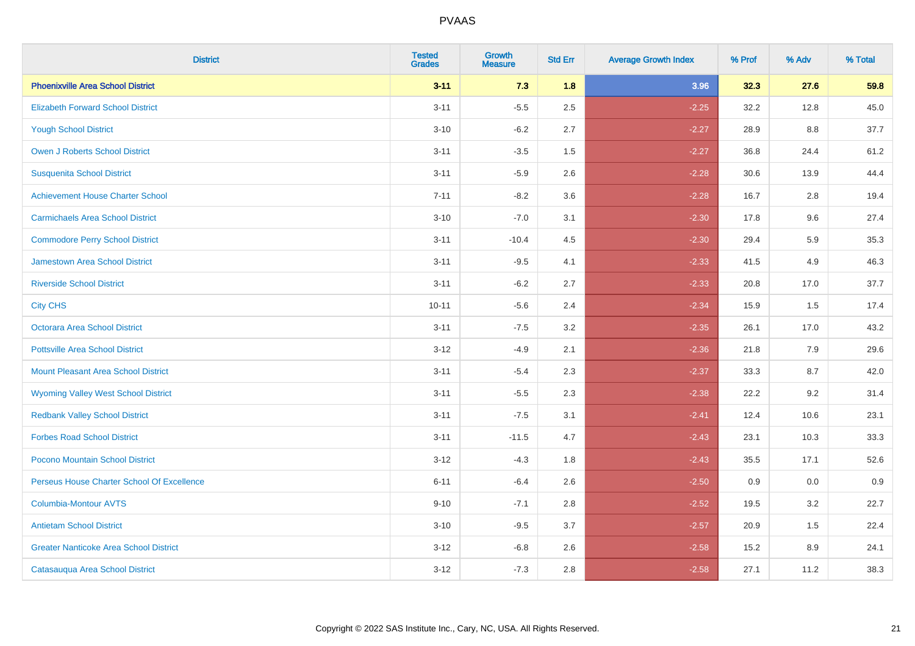# PVAAS

| District | Tested Grades | Growth Measure | Std Err | Average Growth Index | % Prof | % Adv | % Total |
|---|---|---|---|---|---|---|---|
| **Phoenixville Area School District** | **3-11** | **7.3** | **1.8** | **3.96** | **32.3** | **27.6** | **59.8** |
| Elizabeth Forward School District | 3-11 | -5.5 | 2.5 | -2.25 | 32.2 | 12.8 | 45.0 |
| Yough School District | 3-10 | -6.2 | 2.7 | -2.27 | 28.9 | 8.8 | 37.7 |
| Owen J Roberts School District | 3-11 | -3.5 | 1.5 | -2.27 | 36.8 | 24.4 | 61.2 |
| Susquenita School District | 3-11 | -5.9 | 2.6 | -2.28 | 30.6 | 13.9 | 44.4 |
| Achievement House Charter School | 7-11 | -8.2 | 3.6 | -2.28 | 16.7 | 2.8 | 19.4 |
| Carmichaels Area School District | 3-10 | -7.0 | 3.1 | -2.30 | 17.8 | 9.6 | 27.4 |
| Commodore Perry School District | 3-11 | -10.4 | 4.5 | -2.30 | 29.4 | 5.9 | 35.3 |
| Jamestown Area School District | 3-11 | -9.5 | 4.1 | -2.33 | 41.5 | 4.9 | 46.3 |
| Riverside School District | 3-11 | -6.2 | 2.7 | -2.33 | 20.8 | 17.0 | 37.7 |
| City CHS | 10-11 | -5.6 | 2.4 | -2.34 | 15.9 | 1.5 | 17.4 |
| Octorara Area School District | 3-11 | -7.5 | 3.2 | -2.35 | 26.1 | 17.0 | 43.2 |
| Pottsville Area School District | 3-12 | -4.9 | 2.1 | -2.36 | 21.8 | 7.9 | 29.6 |
| Mount Pleasant Area School District | 3-11 | -5.4 | 2.3 | -2.37 | 33.3 | 8.7 | 42.0 |
| Wyoming Valley West School District | 3-11 | -5.5 | 2.3 | -2.38 | 22.2 | 9.2 | 31.4 |
| Redbank Valley School District | 3-11 | -7.5 | 3.1 | -2.41 | 12.4 | 10.6 | 23.1 |
| Forbes Road School District | 3-11 | -11.5 | 4.7 | -2.43 | 23.1 | 10.3 | 33.3 |
| Pocono Mountain School District | 3-12 | -4.3 | 1.8 | -2.43 | 35.5 | 17.1 | 52.6 |
| Perseus House Charter School Of Excellence | 6-11 | -6.4 | 2.6 | -2.50 | 0.9 | 0.0 | 0.9 |
| Columbia-Montour AVTS | 9-10 | -7.1 | 2.8 | -2.52 | 19.5 | 3.2 | 22.7 |
| Antietam School District | 3-10 | -9.5 | 3.7 | -2.57 | 20.9 | 1.5 | 22.4 |
| Greater Nanticoke Area School District | 3-12 | -6.8 | 2.6 | -2.58 | 15.2 | 8.9 | 24.1 |
| Catasauqua Area School District | 3-12 | -7.3 | 2.8 | -2.58 | 27.1 | 11.2 | 38.3 |

Copyright © 2022 SAS Institute Inc., Cary, NC, USA. All Rights Reserved.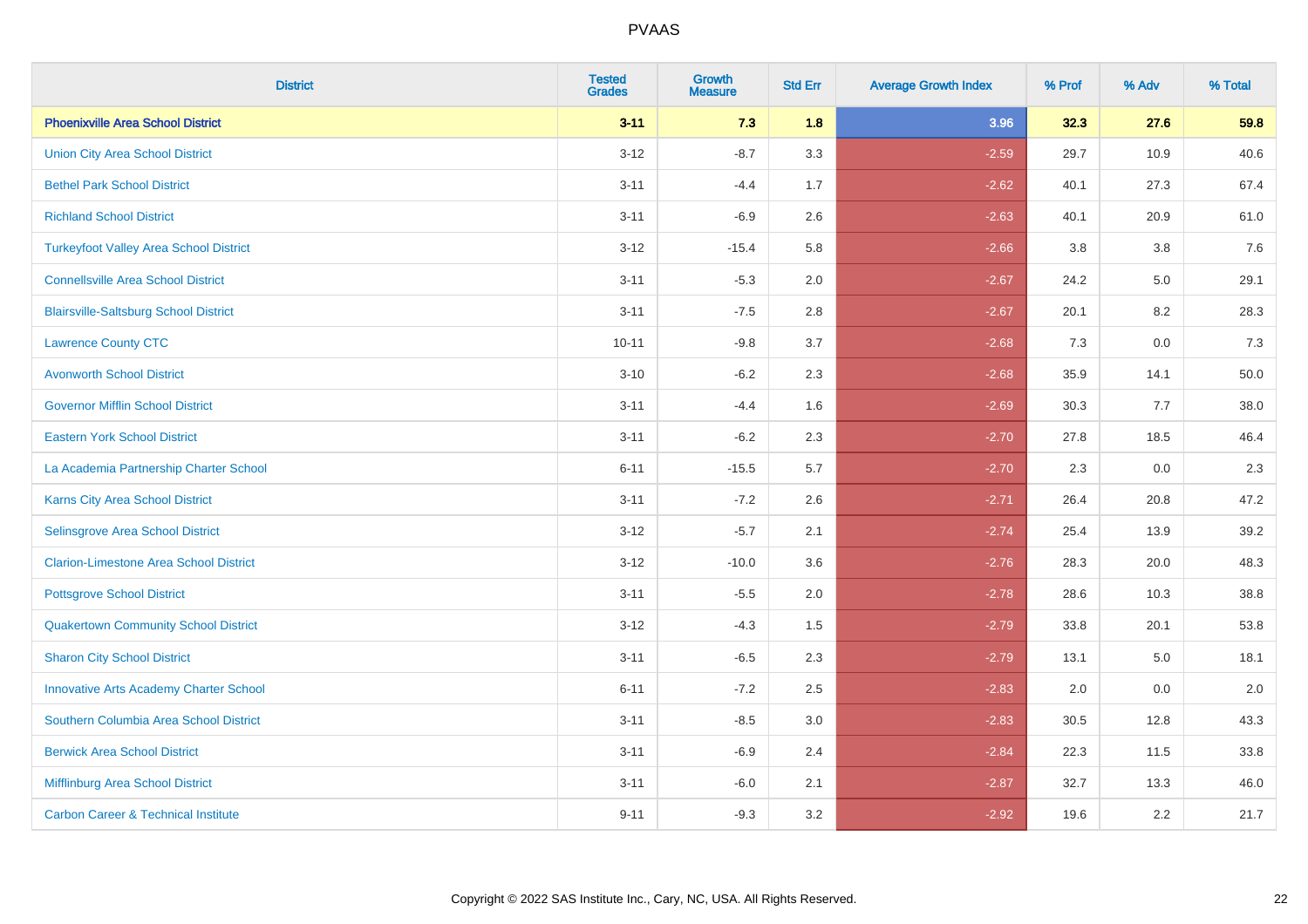# PVAAS

| District | Tested Grades | Growth Measure | Std Err | Average Growth Index | % Prof | % Adv | % Total |
|---|---|---|---|---|---|---|---|
| **Phoenixville Area School District** | **3-11** | **7.3** | **1.8** | **3.96** | **32.3** | **27.6** | **59.8** |
| Union City Area School District | 3-12 | -8.7 | 3.3 | -2.59 | 29.7 | 10.9 | 40.6 |
| Bethel Park School District | 3-11 | -4.4 | 1.7 | -2.62 | 40.1 | 27.3 | 67.4 |
| Richland School District | 3-11 | -6.9 | 2.6 | -2.63 | 40.1 | 20.9 | 61.0 |
| Turkeyfoot Valley Area School District | 3-12 | -15.4 | 5.8 | -2.66 | 3.8 | 3.8 | 7.6 |
| Connellsville Area School District | 3-11 | -5.3 | 2.0 | -2.67 | 24.2 | 5.0 | 29.1 |
| Blairsville-Saltsburg School District | 3-11 | -7.5 | 2.8 | -2.67 | 20.1 | 8.2 | 28.3 |
| Lawrence County CTC | 10-11 | -9.8 | 3.7 | -2.68 | 7.3 | 0.0 | 7.3 |
| Avonworth School District | 3-10 | -6.2 | 2.3 | -2.68 | 35.9 | 14.1 | 50.0 |
| Governor Mifflin School District | 3-11 | -4.4 | 1.6 | -2.69 | 30.3 | 7.7 | 38.0 |
| Eastern York School District | 3-11 | -6.2 | 2.3 | -2.70 | 27.8 | 18.5 | 46.4 |
| La Academia Partnership Charter School | 6-11 | -15.5 | 5.7 | -2.70 | 2.3 | 0.0 | 2.3 |
| Karns City Area School District | 3-11 | -7.2 | 2.6 | -2.71 | 26.4 | 20.8 | 47.2 |
| Selinsgrove Area School District | 3-12 | -5.7 | 2.1 | -2.74 | 25.4 | 13.9 | 39.2 |
| Clarion-Limestone Area School District | 3-12 | -10.0 | 3.6 | -2.76 | 28.3 | 20.0 | 48.3 |
| Pottsgrove School District | 3-11 | -5.5 | 2.0 | -2.78 | 28.6 | 10.3 | 38.8 |
| Quakertown Community School District | 3-12 | -4.3 | 1.5 | -2.79 | 33.8 | 20.1 | 53.8 |
| Sharon City School District | 3-11 | -6.5 | 2.3 | -2.79 | 13.1 | 5.0 | 18.1 |
| Innovative Arts Academy Charter School | 6-11 | -7.2 | 2.5 | -2.83 | 2.0 | 0.0 | 2.0 |
| Southern Columbia Area School District | 3-11 | -8.5 | 3.0 | -2.83 | 30.5 | 12.8 | 43.3 |
| Berwick Area School District | 3-11 | -6.9 | 2.4 | -2.84 | 22.3 | 11.5 | 33.8 |
| Mifflinburg Area School District | 3-11 | -6.0 | 2.1 | -2.87 | 32.7 | 13.3 | 46.0 |
| Carbon Career & Technical Institute | 9-11 | -9.3 | 3.2 | -2.92 | 19.6 | 2.2 | 21.7 |

Copyright © 2022 SAS Institute Inc., Cary, NC, USA. All Rights Reserved.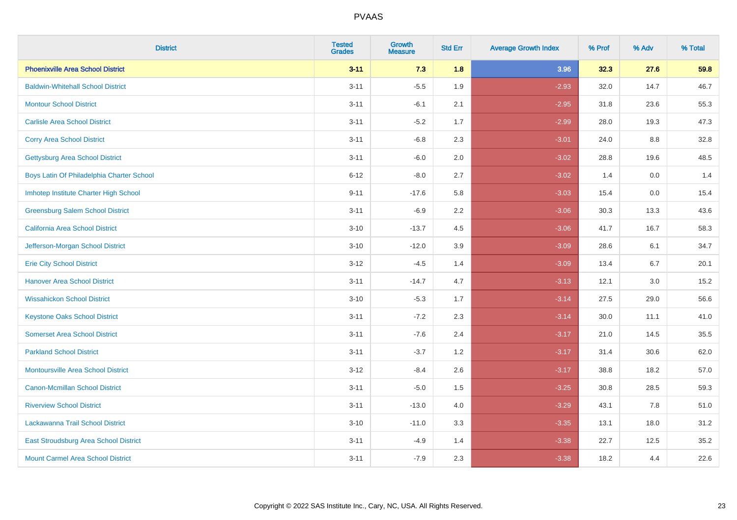# PVAAS

| District | Tested Grades | Growth Measure | Std Err | Average Growth Index | % Prof | % Adv | % Total |
|---|---|---|---|---|---|---|---|
| **Phoenixville Area School District** | **3-11** | **7.3** | **1.8** | **3.96** | **32.3** | **27.6** | **59.8** |
| Baldwin-Whitehall School District | 3-11 | -5.5 | 1.9 | -2.93 | 32.0 | 14.7 | 46.7 |
| Montour School District | 3-11 | -6.1 | 2.1 | -2.95 | 31.8 | 23.6 | 55.3 |
| Carlisle Area School District | 3-11 | -5.2 | 1.7 | -2.99 | 28.0 | 19.3 | 47.3 |
| Corry Area School District | 3-11 | -6.8 | 2.3 | -3.01 | 24.0 | 8.8 | 32.8 |
| Gettysburg Area School District | 3-11 | -6.0 | 2.0 | -3.02 | 28.8 | 19.6 | 48.5 |
| Boys Latin Of Philadelphia Charter School | 6-12 | -8.0 | 2.7 | -3.02 | 1.4 | 0.0 | 1.4 |
| Imhotep Institute Charter High School | 9-11 | -17.6 | 5.8 | -3.03 | 15.4 | 0.0 | 15.4 |
| Greensburg Salem School District | 3-11 | -6.9 | 2.2 | -3.06 | 30.3 | 13.3 | 43.6 |
| California Area School District | 3-10 | -13.7 | 4.5 | -3.06 | 41.7 | 16.7 | 58.3 |
| Jefferson-Morgan School District | 3-10 | -12.0 | 3.9 | -3.09 | 28.6 | 6.1 | 34.7 |
| Erie City School District | 3-12 | -4.5 | 1.4 | -3.09 | 13.4 | 6.7 | 20.1 |
| Hanover Area School District | 3-11 | -14.7 | 4.7 | -3.13 | 12.1 | 3.0 | 15.2 |
| Wissahickon School District | 3-10 | -5.3 | 1.7 | -3.14 | 27.5 | 29.0 | 56.6 |
| Keystone Oaks School District | 3-11 | -7.2 | 2.3 | -3.14 | 30.0 | 11.1 | 41.0 |
| Somerset Area School District | 3-11 | -7.6 | 2.4 | -3.17 | 21.0 | 14.5 | 35.5 |
| Parkland School District | 3-11 | -3.7 | 1.2 | -3.17 | 31.4 | 30.6 | 62.0 |
| Montoursville Area School District | 3-12 | -8.4 | 2.6 | -3.17 | 38.8 | 18.2 | 57.0 |
| Canon-Mcmillan School District | 3-11 | -5.0 | 1.5 | -3.25 | 30.8 | 28.5 | 59.3 |
| Riverview School District | 3-11 | -13.0 | 4.0 | -3.29 | 43.1 | 7.8 | 51.0 |
| Lackawanna Trail School District | 3-10 | -11.0 | 3.3 | -3.35 | 13.1 | 18.0 | 31.2 |
| East Stroudsburg Area School District | 3-11 | -4.9 | 1.4 | -3.38 | 22.7 | 12.5 | 35.2 |
| Mount Carmel Area School District | 3-11 | -7.9 | 2.3 | -3.38 | 18.2 | 4.4 | 22.6 |

Copyright © 2022 SAS Institute Inc., Cary, NC, USA. All Rights Reserved.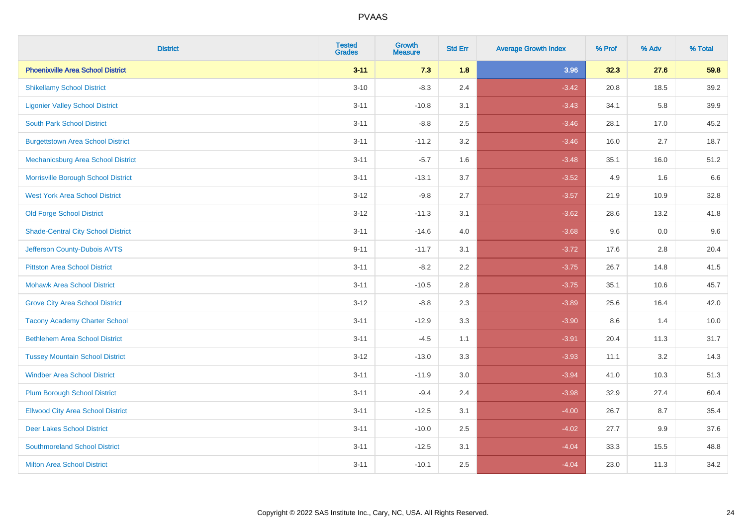# PVAAS

| District | Tested Grades | Growth Measure | Std Err | Average Growth Index | % Prof | % Adv | % Total |
|---|---|---|---|---|---|---|---|
| **Phoenixville Area School District** | **3-11** | **7.3** | **1.8** | **3.96** | **32.3** | **27.6** | **59.8** |
| Shikellamy School District | 3-10 | -8.3 | 2.4 | -3.42 | 20.8 | 18.5 | 39.2 |
| Ligonier Valley School District | 3-11 | -10.8 | 3.1 | -3.43 | 34.1 | 5.8 | 39.9 |
| South Park School District | 3-11 | -8.8 | 2.5 | -3.46 | 28.1 | 17.0 | 45.2 |
| Burgettstown Area School District | 3-11 | -11.2 | 3.2 | -3.46 | 16.0 | 2.7 | 18.7 |
| Mechanicsburg Area School District | 3-11 | -5.7 | 1.6 | -3.48 | 35.1 | 16.0 | 51.2 |
| Morrisville Borough School District | 3-11 | -13.1 | 3.7 | -3.52 | 4.9 | 1.6 | 6.6 |
| West York Area School District | 3-12 | -9.8 | 2.7 | -3.57 | 21.9 | 10.9 | 32.8 |
| Old Forge School District | 3-12 | -11.3 | 3.1 | -3.62 | 28.6 | 13.2 | 41.8 |
| Shade-Central City School District | 3-11 | -14.6 | 4.0 | -3.68 | 9.6 | 0.0 | 9.6 |
| Jefferson County-Dubois AVTS | 9-11 | -11.7 | 3.1 | -3.72 | 17.6 | 2.8 | 20.4 |
| Pittston Area School District | 3-11 | -8.2 | 2.2 | -3.75 | 26.7 | 14.8 | 41.5 |
| Mohawk Area School District | 3-11 | -10.5 | 2.8 | -3.75 | 35.1 | 10.6 | 45.7 |
| Grove City Area School District | 3-12 | -8.8 | 2.3 | -3.89 | 25.6 | 16.4 | 42.0 |
| Tacony Academy Charter School | 3-11 | -12.9 | 3.3 | -3.90 | 8.6 | 1.4 | 10.0 |
| Bethlehem Area School District | 3-11 | -4.5 | 1.1 | -3.91 | 20.4 | 11.3 | 31.7 |
| Tussey Mountain School District | 3-12 | -13.0 | 3.3 | -3.93 | 11.1 | 3.2 | 14.3 |
| Windber Area School District | 3-11 | -11.9 | 3.0 | -3.94 | 41.0 | 10.3 | 51.3 |
| Plum Borough School District | 3-11 | -9.4 | 2.4 | -3.98 | 32.9 | 27.4 | 60.4 |
| Ellwood City Area School District | 3-11 | -12.5 | 3.1 | -4.00 | 26.7 | 8.7 | 35.4 |
| Deer Lakes School District | 3-11 | -10.0 | 2.5 | -4.02 | 27.7 | 9.9 | 37.6 |
| Southmoreland School District | 3-11 | -12.5 | 3.1 | -4.04 | 33.3 | 15.5 | 48.8 |
| Milton Area School District | 3-11 | -10.1 | 2.5 | -4.04 | 23.0 | 11.3 | 34.2 |

Copyright © 2022 SAS Institute Inc., Cary, NC, USA. All Rights Reserved.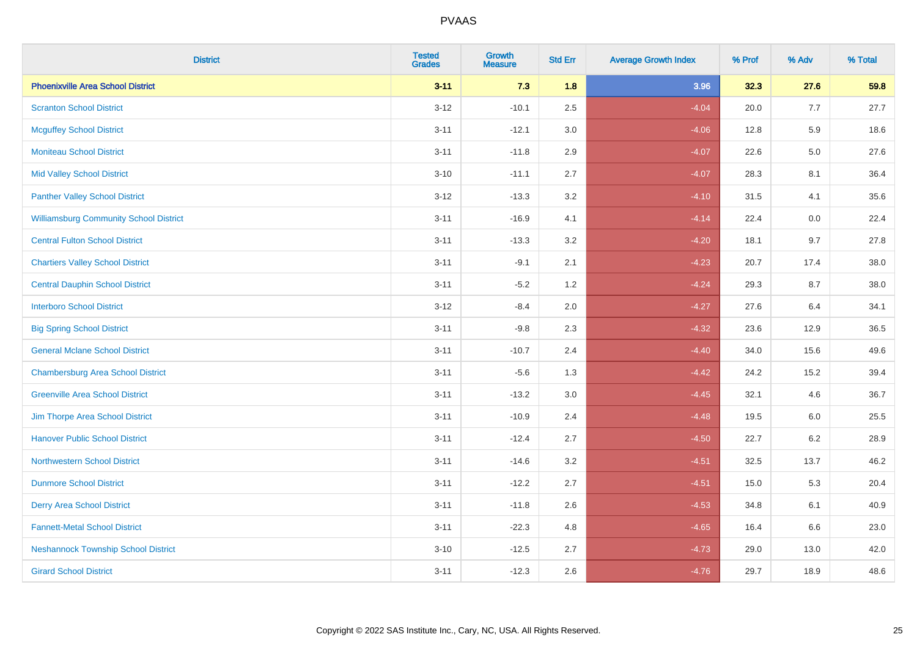# PVAAS

| District | Tested Grades | Growth Measure | Std Err | Average Growth Index | % Prof | % Adv | % Total |
|---|---|---|---|---|---|---|---|
| **Phoenixville Area School District** | **3-11** | **7.3** | **1.8** | **3.96** | **32.3** | **27.6** | **59.8** |
| Scranton School District | 3-12 | -10.1 | 2.5 | -4.04 | 20.0 | 7.7 | 27.7 |
| Mcguffey School District | 3-11 | -12.1 | 3.0 | -4.06 | 12.8 | 5.9 | 18.6 |
| Moniteau School District | 3-11 | -11.8 | 2.9 | -4.07 | 22.6 | 5.0 | 27.6 |
| Mid Valley School District | 3-10 | -11.1 | 2.7 | -4.07 | 28.3 | 8.1 | 36.4 |
| Panther Valley School District | 3-12 | -13.3 | 3.2 | -4.10 | 31.5 | 4.1 | 35.6 |
| Williamsburg Community School District | 3-11 | -16.9 | 4.1 | -4.14 | 22.4 | 0.0 | 22.4 |
| Central Fulton School District | 3-11 | -13.3 | 3.2 | -4.20 | 18.1 | 9.7 | 27.8 |
| Chartiers Valley School District | 3-11 | -9.1 | 2.1 | -4.23 | 20.7 | 17.4 | 38.0 |
| Central Dauphin School District | 3-11 | -5.2 | 1.2 | -4.24 | 29.3 | 8.7 | 38.0 |
| Interboro School District | 3-12 | -8.4 | 2.0 | -4.27 | 27.6 | 6.4 | 34.1 |
| Big Spring School District | 3-11 | -9.8 | 2.3 | -4.32 | 23.6 | 12.9 | 36.5 |
| General Mclane School District | 3-11 | -10.7 | 2.4 | -4.40 | 34.0 | 15.6 | 49.6 |
| Chambersburg Area School District | 3-11 | -5.6 | 1.3 | -4.42 | 24.2 | 15.2 | 39.4 |
| Greenville Area School District | 3-11 | -13.2 | 3.0 | -4.45 | 32.1 | 4.6 | 36.7 |
| Jim Thorpe Area School District | 3-11 | -10.9 | 2.4 | -4.48 | 19.5 | 6.0 | 25.5 |
| Hanover Public School District | 3-11 | -12.4 | 2.7 | -4.50 | 22.7 | 6.2 | 28.9 |
| Northwestern School District | 3-11 | -14.6 | 3.2 | -4.51 | 32.5 | 13.7 | 46.2 |
| Dunmore School District | 3-11 | -12.2 | 2.7 | -4.51 | 15.0 | 5.3 | 20.4 |
| Derry Area School District | 3-11 | -11.8 | 2.6 | -4.53 | 34.8 | 6.1 | 40.9 |
| Fannett-Metal School District | 3-11 | -22.3 | 4.8 | -4.65 | 16.4 | 6.6 | 23.0 |
| Neshannock Township School District | 3-10 | -12.5 | 2.7 | -4.73 | 29.0 | 13.0 | 42.0 |
| Girard School District | 3-11 | -12.3 | 2.6 | -4.76 | 29.7 | 18.9 | 48.6 |

Copyright © 2022 SAS Institute Inc., Cary, NC, USA. All Rights Reserved.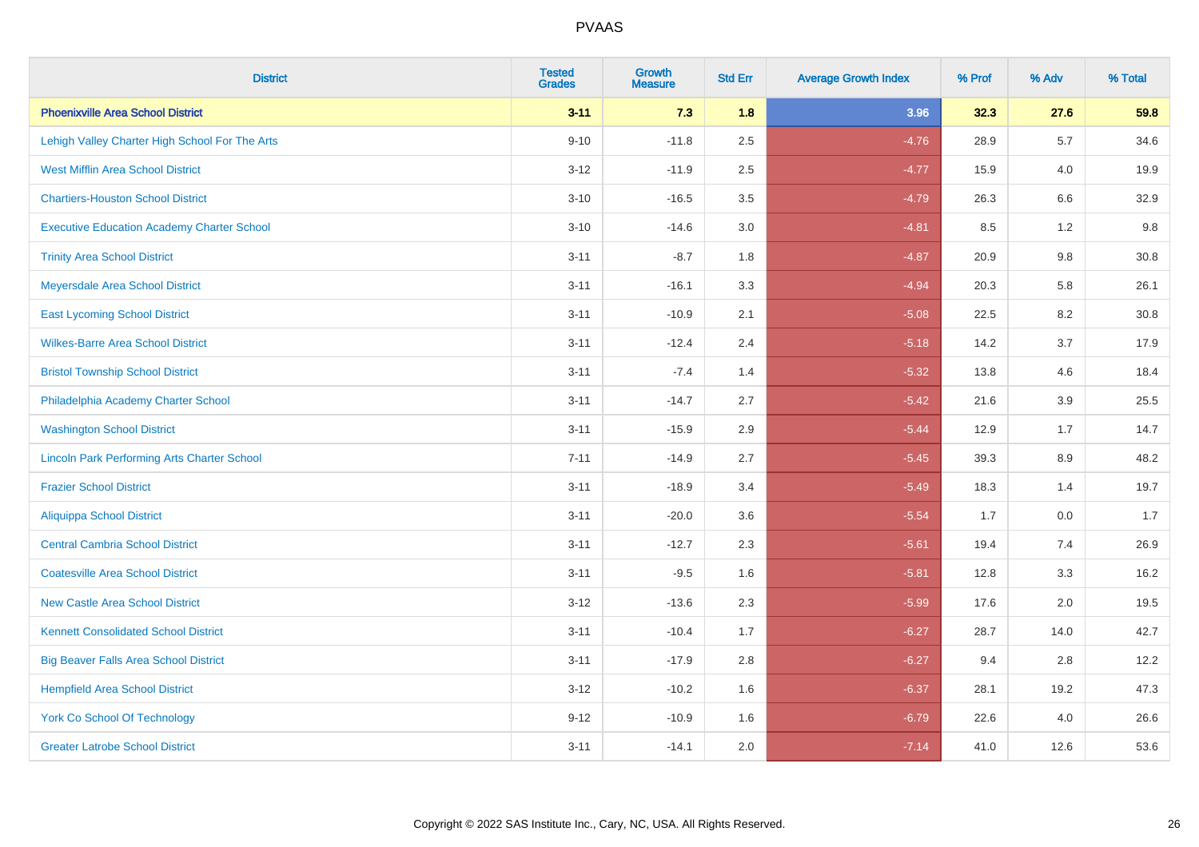# PVAAS

| District | Tested Grades | Growth Measure | Std Err | Average Growth Index | % Prof | % Adv | % Total |
|---|---|---|---|---|---|---|---|
| **Phoenixville Area School District** | **3-11** | **7.3** | **1.8** | **3.96** | **32.3** | **27.6** | **59.8** |
| Lehigh Valley Charter High School For The Arts | 9-10 | -11.8 | 2.5 | -4.76 | 28.9 | 5.7 | 34.6 |
| West Mifflin Area School District | 3-12 | -11.9 | 2.5 | -4.77 | 15.9 | 4.0 | 19.9 |
| Chartiers-Houston School District | 3-10 | -16.5 | 3.5 | -4.79 | 26.3 | 6.6 | 32.9 |
| Executive Education Academy Charter School | 3-10 | -14.6 | 3.0 | -4.81 | 8.5 | 1.2 | 9.8 |
| Trinity Area School District | 3-11 | -8.7 | 1.8 | -4.87 | 20.9 | 9.8 | 30.8 |
| Meyersdale Area School District | 3-11 | -16.1 | 3.3 | -4.94 | 20.3 | 5.8 | 26.1 |
| East Lycoming School District | 3-11 | -10.9 | 2.1 | -5.08 | 22.5 | 8.2 | 30.8 |
| Wilkes-Barre Area School District | 3-11 | -12.4 | 2.4 | -5.18 | 14.2 | 3.7 | 17.9 |
| Bristol Township School District | 3-11 | -7.4 | 1.4 | -5.32 | 13.8 | 4.6 | 18.4 |
| Philadelphia Academy Charter School | 3-11 | -14.7 | 2.7 | -5.42 | 21.6 | 3.9 | 25.5 |
| Washington School District | 3-11 | -15.9 | 2.9 | -5.44 | 12.9 | 1.7 | 14.7 |
| Lincoln Park Performing Arts Charter School | 7-11 | -14.9 | 2.7 | -5.45 | 39.3 | 8.9 | 48.2 |
| Frazier School District | 3-11 | -18.9 | 3.4 | -5.49 | 18.3 | 1.4 | 19.7 |
| Aliquippa School District | 3-11 | -20.0 | 3.6 | -5.54 | 1.7 | 0.0 | 1.7 |
| Central Cambria School District | 3-11 | -12.7 | 2.3 | -5.61 | 19.4 | 7.4 | 26.9 |
| Coatesville Area School District | 3-11 | -9.5 | 1.6 | -5.81 | 12.8 | 3.3 | 16.2 |
| New Castle Area School District | 3-12 | -13.6 | 2.3 | -5.99 | 17.6 | 2.0 | 19.5 |
| Kennett Consolidated School District | 3-11 | -10.4 | 1.7 | -6.27 | 28.7 | 14.0 | 42.7 |
| Big Beaver Falls Area School District | 3-11 | -17.9 | 2.8 | -6.27 | 9.4 | 2.8 | 12.2 |
| Hempfield Area School District | 3-12 | -10.2 | 1.6 | -6.37 | 28.1 | 19.2 | 47.3 |
| York Co School Of Technology | 9-12 | -10.9 | 1.6 | -6.79 | 22.6 | 4.0 | 26.6 |
| Greater Latrobe School District | 3-11 | -14.1 | 2.0 | -7.14 | 41.0 | 12.6 | 53.6 |

Copyright © 2022 SAS Institute Inc., Cary, NC, USA. All Rights Reserved.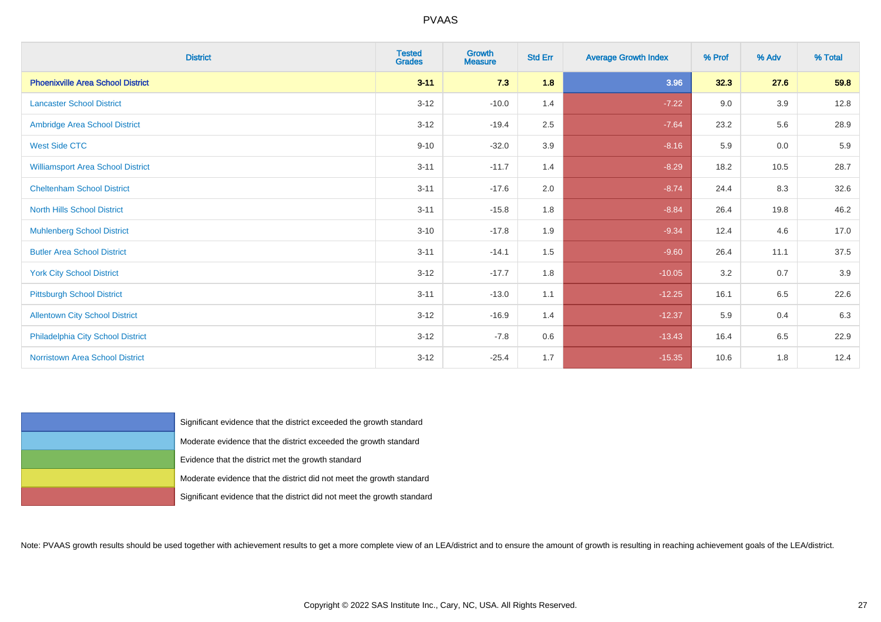PVAAS

| District | Tested Grades | Growth Measure | Std Err | Average Growth Index | % Prof | % Adv | % Total |
|---|---|---|---|---|---|---|---|
| **Phoenixville Area School District** | **3-11** | **7.3** | **1.8** | **3.96** | **32.3** | **27.6** | **59.8** |
| Lancaster School District | 3-12 | -10.0 | 1.4 | -7.22 | 9.0 | 3.9 | 12.8 |
| Ambridge Area School District | 3-12 | -19.4 | 2.5 | -7.64 | 23.2 | 5.6 | 28.9 |
| West Side CTC | 9-10 | -32.0 | 3.9 | -8.16 | 5.9 | 0.0 | 5.9 |
| Williamsport Area School District | 3-11 | -11.7 | 1.4 | -8.29 | 18.2 | 10.5 | 28.7 |
| Cheltenham School District | 3-11 | -17.6 | 2.0 | -8.74 | 24.4 | 8.3 | 32.6 |
| North Hills School District | 3-11 | -15.8 | 1.8 | -8.84 | 26.4 | 19.8 | 46.2 |
| Muhlenberg School District | 3-10 | -17.8 | 1.9 | -9.34 | 12.4 | 4.6 | 17.0 |
| Butler Area School District | 3-11 | -14.1 | 1.5 | -9.60 | 26.4 | 11.1 | 37.5 |
| York City School District | 3-12 | -17.7 | 1.8 | -10.05 | 3.2 | 0.7 | 3.9 |
| Pittsburgh School District | 3-11 | -13.0 | 1.1 | -12.25 | 16.1 | 6.5 | 22.6 |
| Allentown City School District | 3-12 | -16.9 | 1.4 | -12.37 | 5.9 | 0.4 | 6.3 |
| Philadelphia City School District | 3-12 | -7.8 | 0.6 | -13.43 | 16.4 | 6.5 | 22.9 |
| Norristown Area School District | 3-12 | -25.4 | 1.7 | -15.35 | 10.6 | 1.8 | 12.4 |

Significant evidence that the district exceeded the growth standard

Moderate evidence that the district exceeded the growth standard

Evidence that the district met the growth standard

Moderate evidence that the district did not meet the growth standard

Significant evidence that the district did not meet the growth standard

Note: PVAAS growth results should be used together with achievement results to get a more complete view of an LEA/district and to ensure the amount of growth is resulting in reaching achievement goals of the LEA/district.

Copyright © 2022 SAS Institute Inc., Cary, NC, USA. All Rights Reserved.